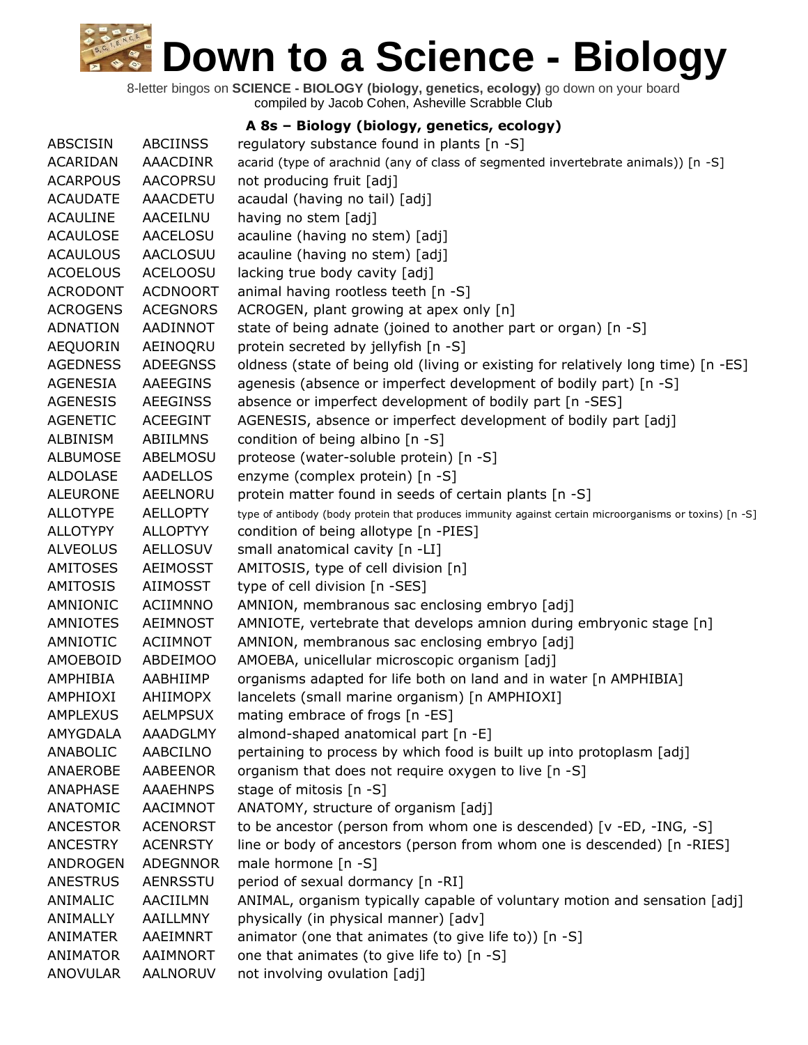# Down to a Science - Biology

8-letter bingos on **SCIENCE - BIOLOGY (biology, genetics, ecology)** go down on your board
compiled by Jacob Cohen, Asheville Scrabble Club

## A 8s – Biology (biology, genetics, ecology)

| | | |
|---|---|---|
| ABSCISIN | ABCIINSS | regulatory substance found in plants [n -S] |
| ACARIDAN | AAACDINR | acarid (type of arachnid (any of class of segmented invertebrate animals)) [n -S] |
| ACARPOUS | AACOPRSU | not producing fruit [adj] |
| ACAUDATE | AAACDETU | acaudal (having no tail) [adj] |
| ACAULINE | AACEILNU | having no stem [adj] |
| ACAULOSE | AACELOSU | acauline (having no stem) [adj] |
| ACAULOUS | AACLOSUU | acauline (having no stem) [adj] |
| ACOELOUS | ACELOOSU | lacking true body cavity [adj] |
| ACRODONT | ACDNOORT | animal having rootless teeth [n -S] |
| ACROGENS | ACEGNORS | ACROGEN, plant growing at apex only [n] |
| ADNATION | AADINNOT | state of being adnate (joined to another part or organ) [n -S] |
| AEQUORIN | AEINOQRU | protein secreted by jellyfish [n -S] |
| AGEDNESS | ADEEGNSS | oldness (state of being old (living or existing for relatively long time) [n -ES] |
| AGENESIA | AAEEGINS | agenesis (absence or imperfect development of bodily part) [n -S] |
| AGENESIS | AEEGINSS | absence or imperfect development of bodily part [n -SES] |
| AGENETIC | ACEEGINT | AGENESIS, absence or imperfect development of bodily part [adj] |
| ALBINISM | ABIILMNS | condition of being albino [n -S] |
| ALBUMOSE | ABELMOSU | proteose (water-soluble protein) [n -S] |
| ALDOLASE | AADELLOS | enzyme (complex protein) [n -S] |
| ALEURONE | AEELNORU | protein matter found in seeds of certain plants [n -S] |
| ALLOTYPE | AELLOPTY | type of antibody (body protein that produces immunity against certain microorganisms or toxins) [n -S] |
| ALLOTYPY | ALLOPTYY | condition of being allotype [n -PIES] |
| ALVEOLUS | AELLOSUV | small anatomical cavity [n -LI] |
| AMITOSES | AEIMOSST | AMITOSIS, type of cell division [n] |
| AMITOSIS | AIIMOSST | type of cell division [n -SES] |
| AMNIONIC | ACIIMNNO | AMNION, membranous sac enclosing embryo [adj] |
| AMNIOTES | AEIMNOST | AMNIOTE, vertebrate that develops amnion during embryonic stage [n] |
| AMNIOTIC | ACIIMNOT | AMNION, membranous sac enclosing embryo [adj] |
| AMOEBOID | ABDEIMOO | AMOEBA, unicellular microscopic organism [adj] |
| AMPHIBIA | AABHIIMP | organisms adapted for life both on land and in water [n AMPHIBIA] |
| AMPHIOXI | AHIIMOPX | lancelets (small marine organism) [n AMPHIOXI] |
| AMPLEXUS | AELMPSUX | mating embrace of frogs [n -ES] |
| AMYGDALA | AAADGLMY | almond-shaped anatomical part [n -E] |
| ANABOLIC | AABCILNO | pertaining to process by which food is built up into protoplasm [adj] |
| ANAEROBE | AABEENOR | organism that does not require oxygen to live [n -S] |
| ANAPHASE | AAAEHNPS | stage of mitosis [n -S] |
| ANATOMIC | AACIMNOT | ANATOMY, structure of organism [adj] |
| ANCESTOR | ACENORST | to be ancestor (person from whom one is descended) [v -ED, -ING, -S] |
| ANCESTRY | ACENRSTY | line or body of ancestors (person from whom one is descended) [n -RIES] |
| ANDROGEN | ADEGNNOR | male hormone [n -S] |
| ANESTRUS | AENRSSTU | period of sexual dormancy [n -RI] |
| ANIMALIC | AACIILMN | ANIMAL, organism typically capable of voluntary motion and sensation [adj] |
| ANIMALLY | AAILLMNY | physically (in physical manner) [adv] |
| ANIMATER | AAEIMNRT | animator (one that animates (to give life to)) [n -S] |
| ANIMATOR | AAIMNORT | one that animates (to give life to) [n -S] |
| ANOVULAR | AALNORUV | not involving ovulation [adj] |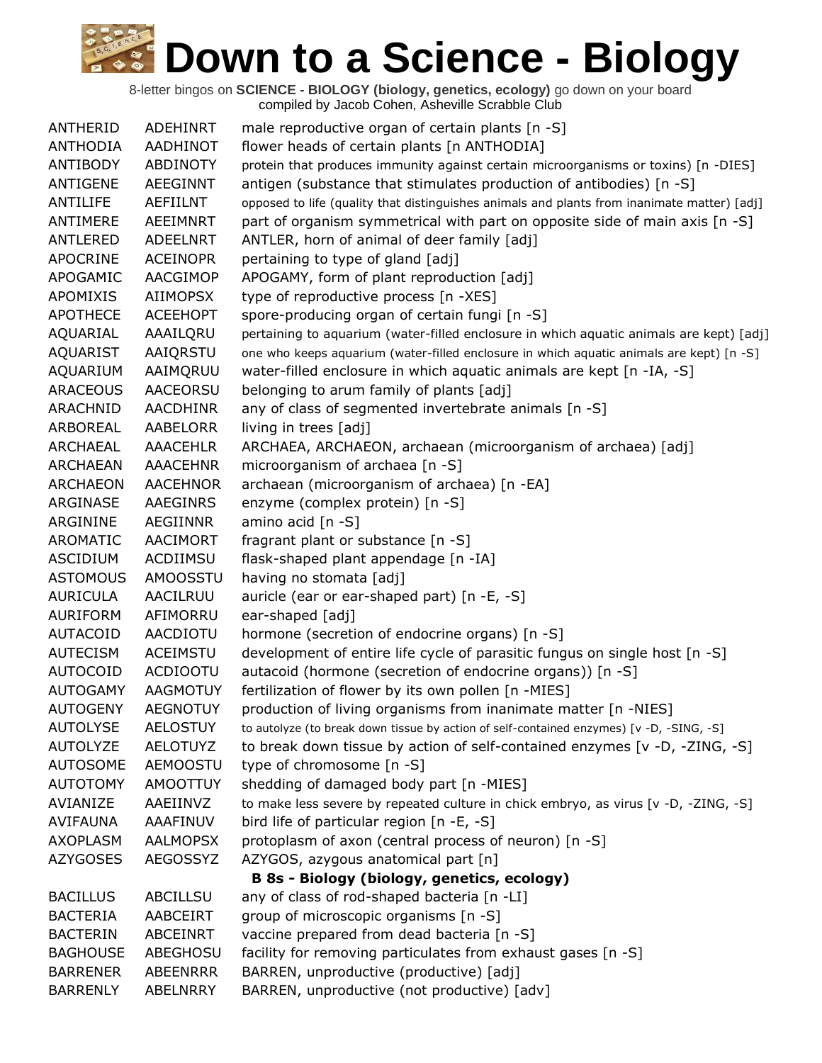# Down to a Science - Biology

8-letter bingos on **SCIENCE - BIOLOGY (biology, genetics, ecology)** go down on your board
compiled by Jacob Cohen, Asheville Scrabble Club

| | | |
|---|---|---|
| ANTHERID | ADEHINRT | male reproductive organ of certain plants [n -S] |
| ANTHODIA | AADHINOT | flower heads of certain plants [n ANTHODIA] |
| ANTIBODY | ABDINOTY | protein that produces immunity against certain microorganisms or toxins) [n -DIES] |
| ANTIGENE | AEEGINNT | antigen (substance that stimulates production of antibodies) [n -S] |
| ANTILIFE | AEFIILNT | opposed to life (quality that distinguishes animals and plants from inanimate matter) [adj] |
| ANTIMERE | AEEIMNRT | part of organism symmetrical with part on opposite side of main axis [n -S] |
| ANTLERED | ADEELNRT | ANTLER, horn of animal of deer family [adj] |
| APOCRINE | ACEINOPR | pertaining to type of gland [adj] |
| APOGAMIC | AACGIMOP | APOGAMY, form of plant reproduction [adj] |
| APOMIXIS | AIIMOPSX | type of reproductive process [n -XES] |
| APOTHECE | ACEEHOPT | spore-producing organ of certain fungi [n -S] |
| AQUARIAL | AAAILQRU | pertaining to aquarium (water-filled enclosure in which aquatic animals are kept) [adj] |
| AQUARIST | AAIQRSTU | one who keeps aquarium (water-filled enclosure in which aquatic animals are kept) [n -S] |
| AQUARIUM | AAIMQRUU | water-filled enclosure in which aquatic animals are kept [n -IA, -S] |
| ARACEOUS | AACEORSU | belonging to arum family of plants [adj] |
| ARACHNID | AACDHINR | any of class of segmented invertebrate animals [n -S] |
| ARBOREAL | AABELORR | living in trees [adj] |
| ARCHAEAL | AAACEHLR | ARCHAEA, ARCHAEON, archaean (microorganism of archaea) [adj] |
| ARCHAEAN | AAACEHNR | microorganism of archaea [n -S] |
| ARCHAEON | AACEHNOR | archaean (microorganism of archaea) [n -EA] |
| ARGINASE | AAEGINRS | enzyme (complex protein) [n -S] |
| ARGININE | AEGIINNR | amino acid [n -S] |
| AROMATIC | AACIMORT | fragrant plant or substance [n -S] |
| ASCIDIUM | ACDIIMSU | flask-shaped plant appendage [n -IA] |
| ASTOMOUS | AMOOSSTU | having no stomata [adj] |
| AURICULA | AACILRUU | auricle (ear or ear-shaped part) [n -E, -S] |
| AURIFORM | AFIMORRU | ear-shaped [adj] |
| AUTACOID | AACDIOTU | hormone (secretion of endocrine organs) [n -S] |
| AUTECISM | ACEIMSTU | development of entire life cycle of parasitic fungus on single host [n -S] |
| AUTOCOID | ACDIOOTU | autacoid (hormone (secretion of endocrine organs)) [n -S] |
| AUTOGAMY | AAGMOTUY | fertilization of flower by its own pollen [n -MIES] |
| AUTOGENY | AEGNOTUY | production of living organisms from inanimate matter [n -NIES] |
| AUTOLYSE | AELOSTUY | to autolyze (to break down tissue by action of self-contained enzymes) [v -D, -SING, -S] |
| AUTOLYZE | AELOTUYZ | to break down tissue by action of self-contained enzymes [v -D, -ZING, -S] |
| AUTOSOME | AEMOOSTU | type of chromosome [n -S] |
| AUTOTOMY | AMOOTTUY | shedding of damaged body part [n -MIES] |
| AVIANIZE | AAEIINVZ | to make less severe by repeated culture in chick embryo, as virus [v -D, -ZING, -S] |
| AVIFAUNA | AAAFINUV | bird life of particular region [n -E, -S] |
| AXOPLASM | AALMOPSX | protoplasm of axon (central process of neuron) [n -S] |
| AZYGOSES | AEGOSSYZ | AZYGOS, azygous anatomical part [n] |
| | | **B 8s - Biology (biology, genetics, ecology)** |
| BACILLUS | ABCILLSU | any of class of rod-shaped bacteria [n -LI] |
| BACTERIA | AABCEIRT | group of microscopic organisms [n -S] |
| BACTERIN | ABCEINRT | vaccine prepared from dead bacteria [n -S] |
| BAGHOUSE | ABEGHOSU | facility for removing particulates from exhaust gases [n -S] |
| BARRENER | ABEENRRR | BARREN, unproductive (productive) [adj] |
| BARRENLY | ABELNRRY | BARREN, unproductive (not productive) [adv] |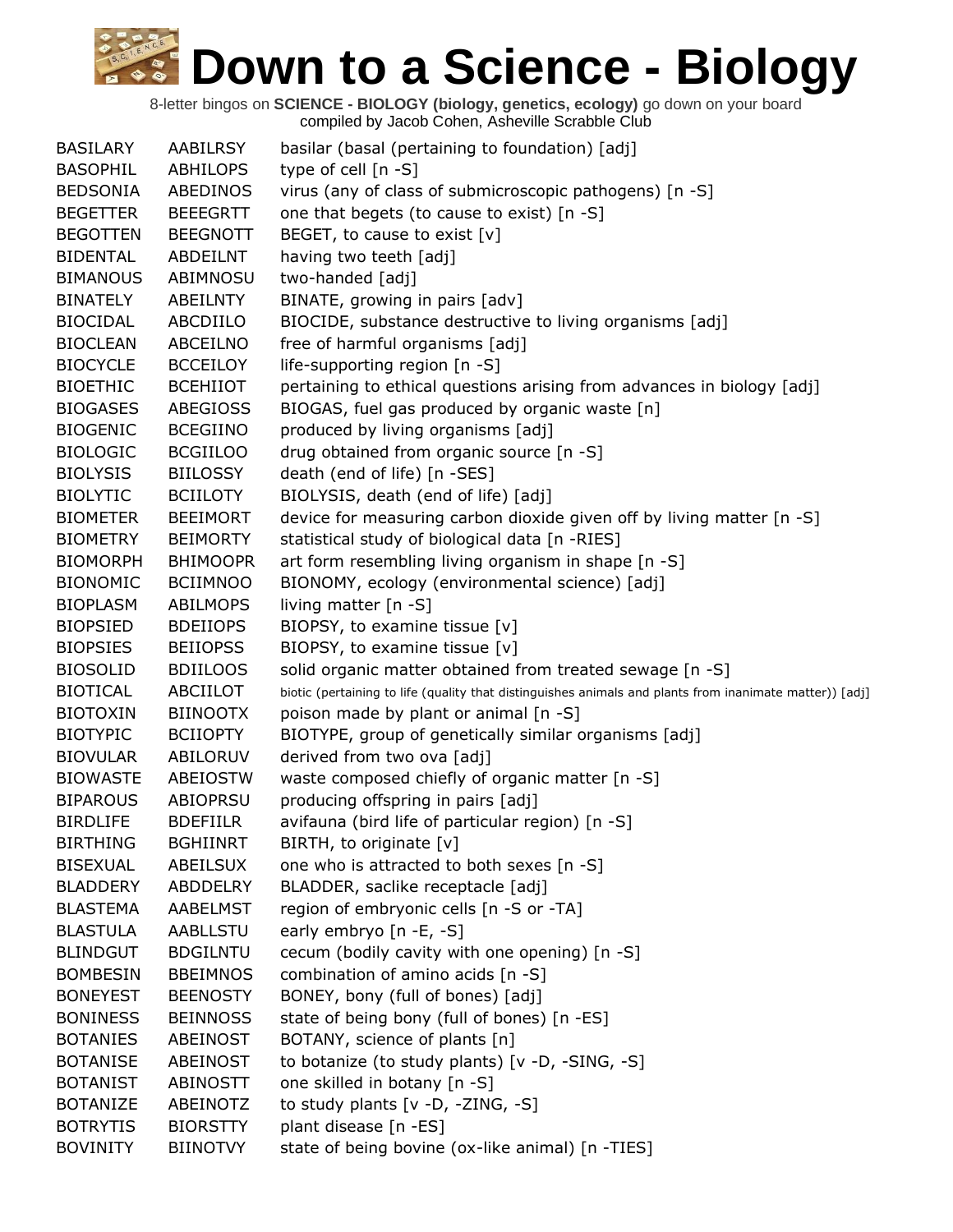# Down to a Science - Biology

8-letter bingos on **SCIENCE - BIOLOGY (biology, genetics, ecology)** go down on your board
compiled by Jacob Cohen, Asheville Scrabble Club

| | | |
|---|---|---|
| BASILARY | AABILRSY | basilar (basal (pertaining to foundation) [adj] |
| BASOPHIL | ABHILOPS | type of cell [n -S] |
| BEDSONIA | ABEDINOS | virus (any of class of submicroscopic pathogens) [n -S] |
| BEGETTER | BEEEGRTT | one that begets (to cause to exist) [n -S] |
| BEGOTTEN | BEEGNOTT | BEGET, to cause to exist [v] |
| BIDENTAL | ABDEILNT | having two teeth [adj] |
| BIMANOUS | ABIMNOSU | two-handed [adj] |
| BINATELY | ABEILNTY | BINATE, growing in pairs [adv] |
| BIOCIDAL | ABCDIILO | BIOCIDE, substance destructive to living organisms [adj] |
| BIOCLEAN | ABCEILNO | free of harmful organisms [adj] |
| BIOCYCLE | BCCEILOY | life-supporting region [n -S] |
| BIOETHIC | BCEHIIOT | pertaining to ethical questions arising from advances in biology [adj] |
| BIOGASES | ABEGIOSS | BIOGAS, fuel gas produced by organic waste [n] |
| BIOGENIC | BCEGIINO | produced by living organisms [adj] |
| BIOLOGIC | BCGIILOO | drug obtained from organic source [n -S] |
| BIOLYSIS | BIILOSSY | death (end of life) [n -SES] |
| BIOLYTIC | BCIILOTY | BIOLYSIS, death (end of life) [adj] |
| BIOMETER | BEEIMORT | device for measuring carbon dioxide given off by living matter [n -S] |
| BIOMETRY | BEIMORTY | statistical study of biological data [n -RIES] |
| BIOMORPH | BHIMOOPR | art form resembling living organism in shape [n -S] |
| BIONOMIC | BCIIMNOO | BIONOMY, ecology (environmental science) [adj] |
| BIOPLASM | ABILMOPS | living matter [n -S] |
| BIOPSIED | BDEIIOPS | BIOPSY, to examine tissue [v] |
| BIOPSIES | BEIIOPSS | BIOPSY, to examine tissue [v] |
| BIOSOLID | BDIILOOS | solid organic matter obtained from treated sewage [n -S] |
| BIOTICAL | ABCIILOT | biotic (pertaining to life (quality that distinguishes animals and plants from inanimate matter)) [adj] |
| BIOTOXIN | BIINOOTX | poison made by plant or animal [n -S] |
| BIOTYPIC | BCIIOPTY | BIOTYPE, group of genetically similar organisms [adj] |
| BIOVULAR | ABILORUV | derived from two ova [adj] |
| BIOWASTE | ABEIOSTW | waste composed chiefly of organic matter [n -S] |
| BIPAROUS | ABIOPRSU | producing offspring in pairs [adj] |
| BIRDLIFE | BDEFIILR | avifauna (bird life of particular region) [n -S] |
| BIRTHING | BGHIINRT | BIRTH, to originate [v] |
| BISEXUAL | ABEILSUX | one who is attracted to both sexes [n -S] |
| BLADDERY | ABDDELRY | BLADDER, saclike receptacle [adj] |
| BLASTEMA | AABELMST | region of embryonic cells [n -S or -TA] |
| BLASTULA | AABLLSTU | early embryo [n -E, -S] |
| BLINDGUT | BDGILNTU | cecum (bodily cavity with one opening) [n -S] |
| BOMBESIN | BBEIMNOS | combination of amino acids [n -S] |
| BONEYEST | BEENOSTY | BONEY, bony (full of bones) [adj] |
| BONINESS | BEINNOSS | state of being bony (full of bones) [n -ES] |
| BOTANIES | ABEINOST | BOTANY, science of plants [n] |
| BOTANISE | ABEINOST | to botanize (to study plants) [v -D, -SING, -S] |
| BOTANIST | ABINOSTT | one skilled in botany [n -S] |
| BOTANIZE | ABEINOTZ | to study plants [v -D, -ZING, -S] |
| BOTRYTIS | BIORSTTY | plant disease [n -ES] |
| BOVINITY | BIINOTVY | state of being bovine (ox-like animal) [n -TIES] |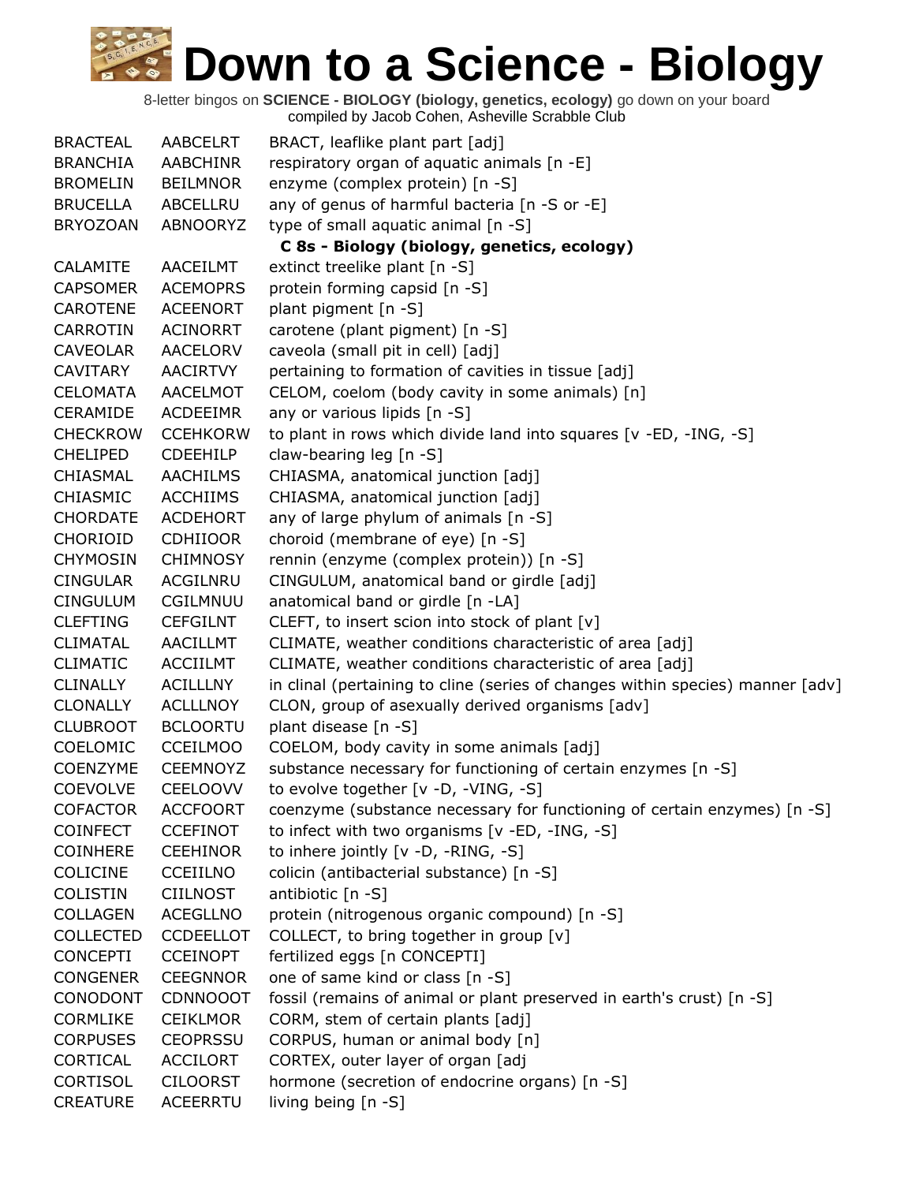# Down to a Science - Biology

8-letter bingos on **SCIENCE - BIOLOGY (biology, genetics, ecology)** go down on your board
compiled by Jacob Cohen, Asheville Scrabble Club

| | | |
|---|---|---|
| BRACTEAL | AABCELRT | BRACT, leaflike plant part [adj] |
| BRANCHIA | AABCHINR | respiratory organ of aquatic animals [n -E] |
| BROMELIN | BEILMNOR | enzyme (complex protein) [n -S] |
| BRUCELLA | ABCELLRU | any of genus of harmful bacteria [n -S or -E] |
| BRYOZOAN | ABNOORYZ | type of small aquatic animal [n -S] |
| | | **C 8s - Biology (biology, genetics, ecology)** |
| CALAMITE | AACEILMT | extinct treelike plant [n -S] |
| CAPSOMER | ACEMOPRS | protein forming capsid [n -S] |
| CAROTENE | ACEENORT | plant pigment [n -S] |
| CARROTIN | ACINORRT | carotene (plant pigment) [n -S] |
| CAVEOLAR | AACELORV | caveola (small pit in cell) [adj] |
| CAVITARY | AACIRTVY | pertaining to formation of cavities in tissue [adj] |
| CELOMATA | AACELMOT | CELOM, coelom (body cavity in some animals) [n] |
| CERAMIDE | ACDEEIMR | any or various lipids [n -S] |
| CHECKROW | CCEHKORW | to plant in rows which divide land into squares [v -ED, -ING, -S] |
| CHELIPED | CDEEHILP | claw-bearing leg [n -S] |
| CHIASMAL | AACHILMS | CHIASMA, anatomical junction [adj] |
| CHIASMIC | ACCHIIMS | CHIASMA, anatomical junction [adj] |
| CHORDATE | ACDEHORT | any of large phylum of animals [n -S] |
| CHORIOID | CDHIIOOR | choroid (membrane of eye) [n -S] |
| CHYMOSIN | CHIMNOSY | rennin (enzyme (complex protein)) [n -S] |
| CINGULAR | ACGILNRU | CINGULUM, anatomical band or girdle [adj] |
| CINGULUM | CGILMNUU | anatomical band or girdle [n -LA] |
| CLEFTING | CEFGILNT | CLEFT, to insert scion into stock of plant [v] |
| CLIMATAL | AACILLMT | CLIMATE, weather conditions characteristic of area [adj] |
| CLIMATIC | ACCIILMT | CLIMATE, weather conditions characteristic of area [adj] |
| CLINALLY | ACILLLNY | in clinal (pertaining to cline (series of changes within species) manner [adv] |
| CLONALLY | ACLLLNOY | CLON, group of asexually derived organisms [adv] |
| CLUBROOT | BCLOORTU | plant disease [n -S] |
| COELOMIC | CCEILMOO | COELOM, body cavity in some animals [adj] |
| COENZYME | CEEMNOYZ | substance necessary for functioning of certain enzymes [n -S] |
| COEVOLVE | CEELOOVV | to evolve together [v -D, -VING, -S] |
| COFACTOR | ACCFOORT | coenzyme (substance necessary for functioning of certain enzymes) [n -S] |
| COINFECT | CCEFINOT | to infect with two organisms [v -ED, -ING, -S] |
| COINHERE | CEEHINOR | to inhere jointly [v -D, -RING, -S] |
| COLICINE | CCEIILNO | colicin (antibacterial substance) [n -S] |
| COLISTIN | CIILNOST | antibiotic [n -S] |
| COLLAGEN | ACEGLLNO | protein (nitrogenous organic compound) [n -S] |
| COLLECTED | CCDEELLOT | COLLECT, to bring together in group [v] |
| CONCEPTI | CCEINOPT | fertilized eggs [n CONCEPTI] |
| CONGENER | CEEGNNOR | one of same kind or class [n -S] |
| CONODONT | CDNNOOOT | fossil (remains of animal or plant preserved in earth's crust) [n -S] |
| CORMLIKE | CEIKLMOR | CORM, stem of certain plants [adj] |
| CORPUSES | CEOPRSSU | CORPUS, human or animal body [n] |
| CORTICAL | ACCILORT | CORTEX, outer layer of organ [adj |
| CORTISOL | CILOORST | hormone (secretion of endocrine organs) [n -S] |
| CREATURE | ACEERRTU | living being [n -S] |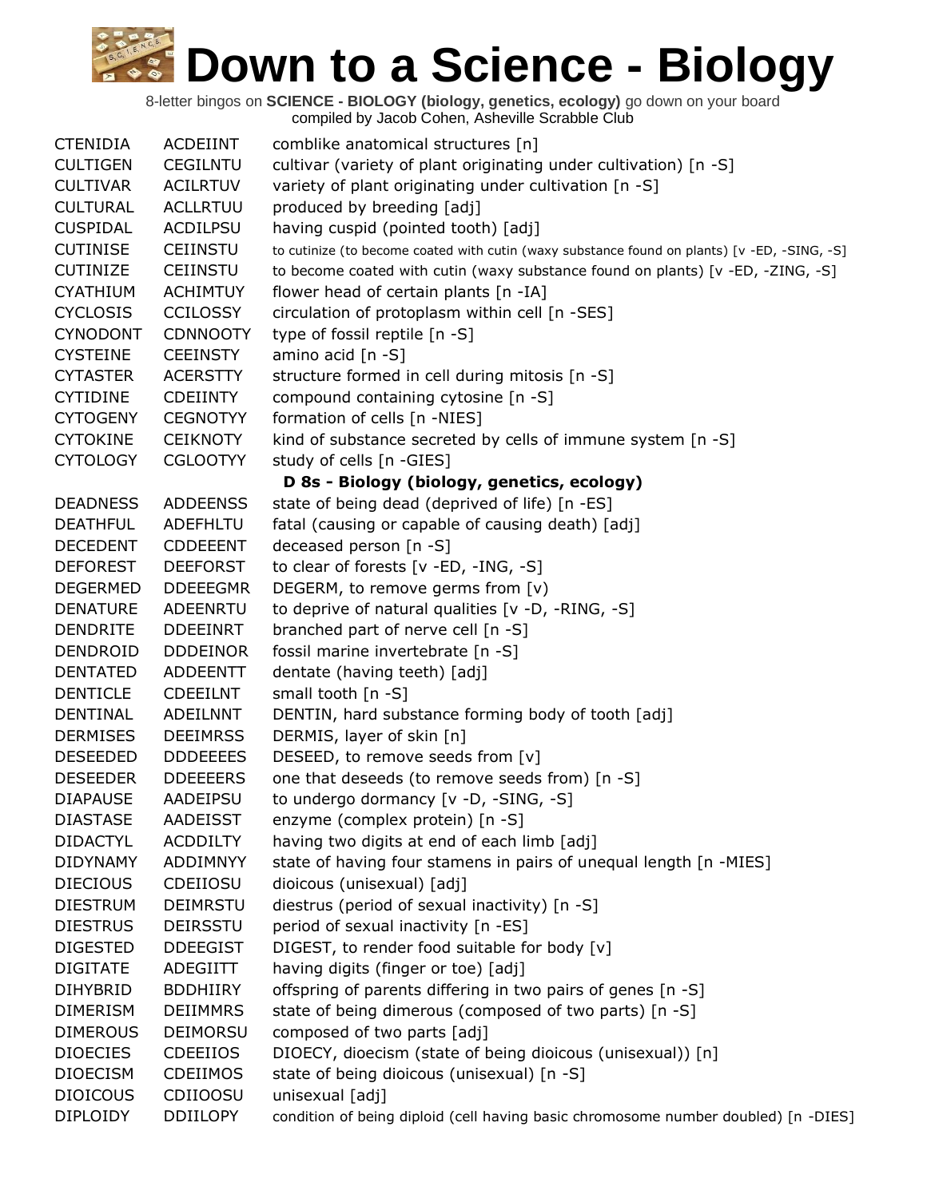# Down to a Science - Biology

8-letter bingos on **SCIENCE - BIOLOGY (biology, genetics, ecology)** go down on your board
compiled by Jacob Cohen, Asheville Scrabble Club

| | | |
|---|---|---|
| CTENIDIA | ACDEIINT | comblike anatomical structures [n] |
| CULTIGEN | CEGILNTU | cultivar (variety of plant originating under cultivation) [n -S] |
| CULTIVAR | ACILRTUV | variety of plant originating under cultivation [n -S] |
| CULTURAL | ACLLRTUU | produced by breeding [adj] |
| CUSPIDAL | ACDILPSU | having cuspid (pointed tooth) [adj] |
| CUTINISE | CEIINSTU | to cutinize (to become coated with cutin (waxy substance found on plants) [v -ED, -SING, -S] |
| CUTINIZE | CEIINSTU | to become coated with cutin (waxy substance found on plants) [v -ED, -ZING, -S] |
| CYATHIUM | ACHIMTUY | flower head of certain plants [n -IA] |
| CYCLOSIS | CCILOSSY | circulation of protoplasm within cell [n -SES] |
| CYNODONT | CDNNOOTY | type of fossil reptile [n -S] |
| CYSTEINE | CEEINSTY | amino acid [n -S] |
| CYTASTER | ACERSTTY | structure formed in cell during mitosis [n -S] |
| CYTIDINE | CDEIINTY | compound containing cytosine [n -S] |
| CYTOGENY | CEGNOTYY | formation of cells [n -NIES] |
| CYTOKINE | CEIKNOTY | kind of substance secreted by cells of immune system [n -S] |
| CYTOLOGY | CGLOOTYY | study of cells [n -GIES] |

**D 8s - Biology (biology, genetics, ecology)**

| | | |
|---|---|---|
| DEADNESS | ADDEENSS | state of being dead (deprived of life) [n -ES] |
| DEATHFUL | ADEFHLTU | fatal (causing or capable of causing death) [adj] |
| DECEDENT | CDDEEENT | deceased person [n -S] |
| DEFOREST | DEEFORST | to clear of forests [v -ED, -ING, -S] |
| DEGERMED | DDEEEGMR | DEGERM, to remove germs from [v] |
| DENATURE | ADEENRTU | to deprive of natural qualities [v -D, -RING, -S] |
| DENDRITE | DDEEINRT | branched part of nerve cell [n -S] |
| DENDROID | DDDEINOR | fossil marine invertebrate [n -S] |
| DENTATED | ADDEENTT | dentate (having teeth) [adj] |
| DENTICLE | CDEEILNT | small tooth [n -S] |
| DENTINAL | ADEILNNT | DENTIN, hard substance forming body of tooth [adj] |
| DERMISES | DEEIMRSS | DERMIS, layer of skin [n] |
| DESEEDED | DDDEEEES | DESEED, to remove seeds from [v] |
| DESEEDER | DDEEEERS | one that deseeds (to remove seeds from) [n -S] |
| DIAPAUSE | AADEIPSU | to undergo dormancy [v -D, -SING, -S] |
| DIASTASE | AADEISST | enzyme (complex protein) [n -S] |
| DIDACTYL | ACDDILTY | having two digits at end of each limb [adj] |
| DIDYNAMY | ADDIMNYY | state of having four stamens in pairs of unequal length [n -MIES] |
| DIECIOUS | CDEIIOSU | dioicous (unisexual) [adj] |
| DIESTRUM | DEIMRSTU | diestrus (period of sexual inactivity) [n -S] |
| DIESTRUS | DEIRSSTU | period of sexual inactivity [n -ES] |
| DIGESTED | DDEEGIST | DIGEST, to render food suitable for body [v] |
| DIGITATE | ADEGIITT | having digits (finger or toe) [adj] |
| DIHYBRID | BDDHIIRY | offspring of parents differing in two pairs of genes [n -S] |
| DIMERISM | DEIIMMRS | state of being dimerous (composed of two parts) [n -S] |
| DIMEROUS | DEIMORSU | composed of two parts [adj] |
| DIOECIES | CDEEIIOS | DIOECY, dioecism (state of being dioicous (unisexual)) [n] |
| DIOECISM | CDEIIMOS | state of being dioicous (unisexual) [n -S] |
| DIOICOUS | CDIIOOSU | unisexual [adj] |
| DIPLOIDY | DDIILOPY | condition of being diploid (cell having basic chromosome number doubled) [n -DIES] |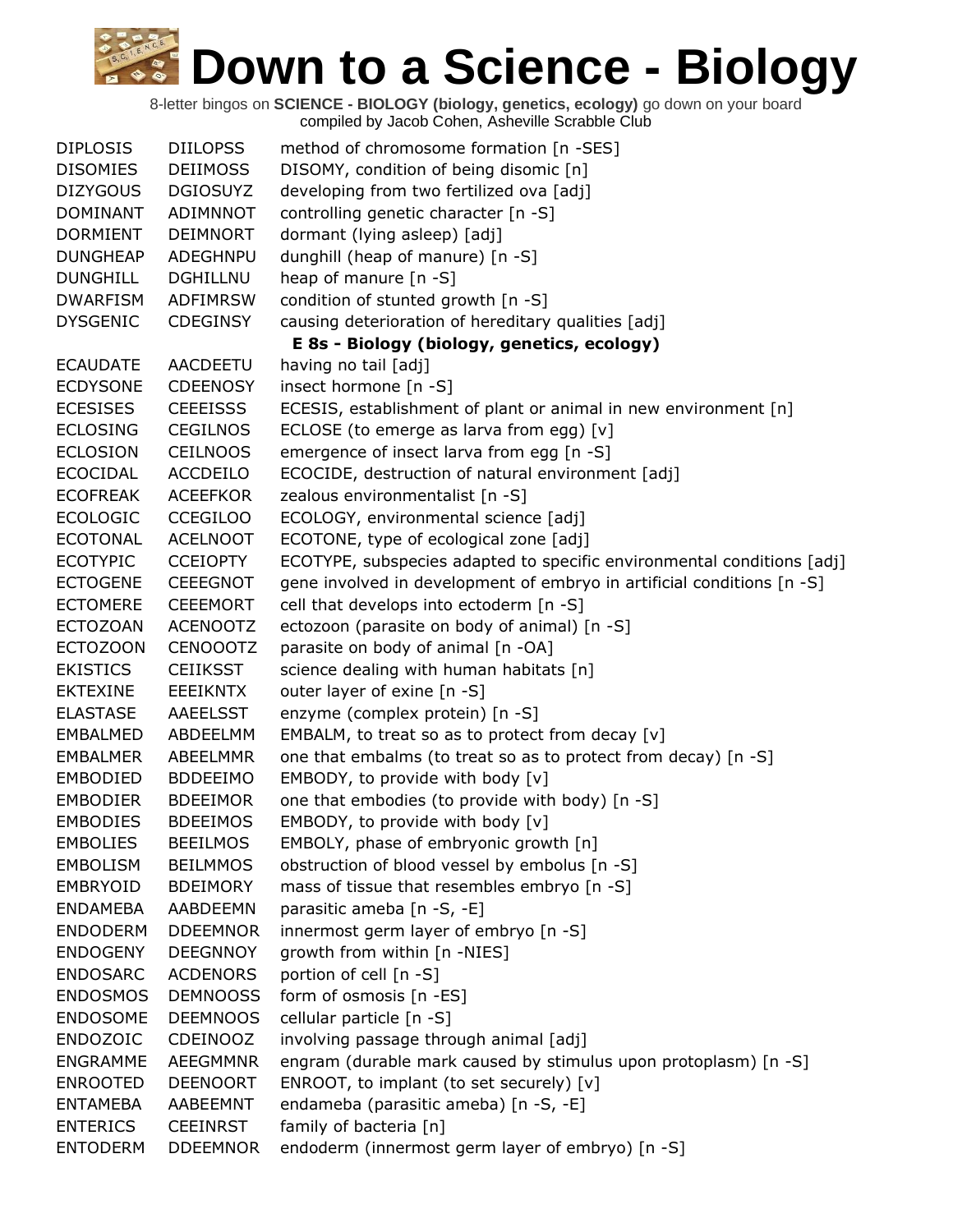# Down to a Science - Biology

8-letter bingos on **SCIENCE - BIOLOGY (biology, genetics, ecology)** go down on your board
compiled by Jacob Cohen, Asheville Scrabble Club

| | | |
|---|---|---|
| DIPLOSIS | DIILOPSS | method of chromosome formation [n -SES] |
| DISOMIES | DEIIMOSS | DISOMY, condition of being disomic [n] |
| DIZYGOUS | DGIOSUYZ | developing from two fertilized ova [adj] |
| DOMINANT | ADIMNNOT | controlling genetic character [n -S] |
| DORMIENT | DEIMNORT | dormant (lying asleep) [adj] |
| DUNGHEAP | ADEGHNPU | dunghill (heap of manure) [n -S] |
| DUNGHILL | DGHILLNU | heap of manure [n -S] |
| DWARFISM | ADFIMRSW | condition of stunted growth [n -S] |
| DYSGENIC | CDEGINSY | causing deterioration of hereditary qualities [adj] |

**E 8s - Biology (biology, genetics, ecology)**

| | | |
|---|---|---|
| ECAUDATE | AACDEETU | having no tail [adj] |
| ECDYSONE | CDEENOSY | insect hormone [n -S] |
| ECESISES | CEEEISSS | ECESIS, establishment of plant or animal in new environment [n] |
| ECLOSING | CEGILNOS | ECLOSE (to emerge as larva from egg) [v] |
| ECLOSION | CEILNOOS | emergence of insect larva from egg [n -S] |
| ECOCIDAL | ACCDEILO | ECOCIDE, destruction of natural environment [adj] |
| ECOFREAK | ACEEFKOR | zealous environmentalist [n -S] |
| ECOLOGIC | CCEGILOO | ECOLOGY, environmental science [adj] |
| ECOTONAL | ACELNOOT | ECOTONE, type of ecological zone [adj] |
| ECOTYPIC | CCEIOPTY | ECOTYPE, subspecies adapted to specific environmental conditions [adj] |
| ECTOGENE | CEEEGNOT | gene involved in development of embryo in artificial conditions [n -S] |
| ECTOMERE | CEEEMORT | cell that develops into ectoderm [n -S] |
| ECTOZOAN | ACENOOTZ | ectozoon (parasite on body of animal) [n -S] |
| ECTOZOON | CENOOOTZ | parasite on body of animal [n -OA] |
| EKISTICS | CEIIKSST | science dealing with human habitats [n] |
| EKTEXINE | EEEIKNTX | outer layer of exine [n -S] |
| ELASTASE | AAEELSST | enzyme (complex protein) [n -S] |
| EMBALMED | ABDEELMM | EMBALM, to treat so as to protect from decay [v] |
| EMBALMER | ABEELMMR | one that embalms (to treat so as to protect from decay) [n -S] |
| EMBODIED | BDDEEIMO | EMBODY, to provide with body [v] |
| EMBODIER | BDEEIMOR | one that embodies (to provide with body) [n -S] |
| EMBODIES | BDEEIMOS | EMBODY, to provide with body [v] |
| EMBOLIES | BEEILMOS | EMBOLY, phase of embryonic growth [n] |
| EMBOLISM | BEILMMOS | obstruction of blood vessel by embolus [n -S] |
| EMBRYOID | BDEIMORY | mass of tissue that resembles embryo [n -S] |
| ENDAMEBA | AABDEEMN | parasitic ameba [n -S, -E] |
| ENDODERM | DDEEMNOR | innermost germ layer of embryo [n -S] |
| ENDOGENY | DEEGNNOY | growth from within [n -NIES] |
| ENDOSARC | ACDENORS | portion of cell [n -S] |
| ENDOSMOS | DEMNOOSS | form of osmosis [n -ES] |
| ENDOSOME | DEEMNOOS | cellular particle [n -S] |
| ENDOZOIC | CDEINOOZ | involving passage through animal [adj] |
| ENGRAMME | AEEGMMNR | engram (durable mark caused by stimulus upon protoplasm) [n -S] |
| ENROOTED | DEENOORT | ENROOT, to implant (to set securely) [v] |
| ENTAMEBA | AABEEMNT | endameba (parasitic ameba) [n -S, -E] |
| ENTERICS | CEEINRST | family of bacteria [n] |
| ENTODERM | DDEEMNOR | endoderm (innermost germ layer of embryo) [n -S] |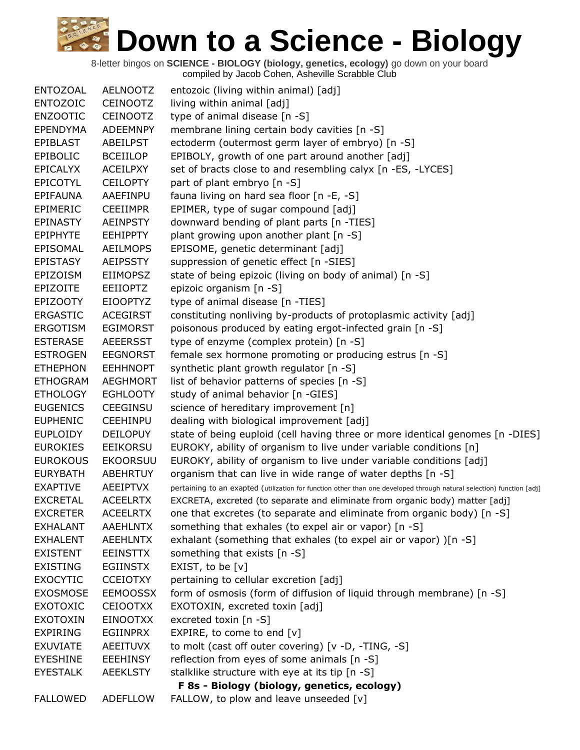# Down to a Science - Biology

8-letter bingos on **SCIENCE - BIOLOGY (biology, genetics, ecology)** go down on your board
compiled by Jacob Cohen, Asheville Scrabble Club

| | | |
|---|---|---|
| ENTOZOAL | AELNOOTZ | entozoic (living within animal) [adj] |
| ENTOZOIC | CEINOOTZ | living within animal [adj] |
| ENZOOTIC | CEINOOTZ | type of animal disease [n -S] |
| EPENDYMA | ADEEMNPY | membrane lining certain body cavities [n -S] |
| EPIBLAST | ABEILPST | ectoderm (outermost germ layer of embryo) [n -S] |
| EPIBOLIC | BCEIILOP | EPIBOLY, growth of one part around another [adj] |
| EPICALYX | ACEILPXY | set of bracts close to and resembling calyx [n -ES, -LYCES] |
| EPICOTYL | CEILOPTY | part of plant embryo [n -S] |
| EPIFAUNA | AAEFINPU | fauna living on hard sea floor [n -E, -S] |
| EPIMERIC | CEEIIMPR | EPIMER, type of sugar compound [adj] |
| EPINASTY | AEINPSTY | downward bending of plant parts [n -TIES] |
| EPIPHYTE | EEHIPPTY | plant growing upon another plant [n -S] |
| EPISOMAL | AEILMOPS | EPISOME, genetic determinant [adj] |
| EPISTASY | AEIPSSTY | suppression of genetic effect [n -SIES] |
| EPIZOISM | EIIMOPSZ | state of being epizoic (living on body of animal) [n -S] |
| EPIZOITE | EEIIOPTZ | epizoic organism [n -S] |
| EPIZOOTY | EIOOPTYZ | type of animal disease [n -TIES] |
| ERGASTIC | ACEGIRST | constituting nonliving by-products of protoplasmic activity [adj] |
| ERGOTISM | EGIMORST | poisonous produced by eating ergot-infected grain [n -S] |
| ESTERASE | AEEERSST | type of enzyme (complex protein) [n -S] |
| ESTROGEN | EEGNORST | female sex hormone promoting or producing estrus [n -S] |
| ETHEPHON | EEHHNOPT | synthetic plant growth regulator [n -S] |
| ETHOGRAM | AEGHMORT | list of behavior patterns of species [n -S] |
| ETHOLOGY | EGHLOOTY | study of animal behavior [n -GIES] |
| EUGENICS | CEEGINSU | science of hereditary improvement [n] |
| EUPHENIC | CEEHINPU | dealing with biological improvement [adj] |
| EUPLOIDY | DEILOPUY | state of being euploid (cell having three or more identical genomes [n -DIES] |
| EUROKIES | EEIKORSU | EUROKY, ability of organism to live under variable conditions [n] |
| EUROKOUS | EKOORSUU | EUROKY, ability of organism to live under variable conditions [adj] |
| EURYBATH | ABEHRTUY | organism that can live in wide range of water depths [n -S] |
| EXAPTIVE | AEEIPTVX | pertaining to an exapted (utilization for function other than one developed through natural selection) function [adj] |
| EXCRETAL | ACEELRTX | EXCRETA, excreted (to separate and eliminate from organic body) matter [adj] |
| EXCRETER | ACEELRTX | one that excretes (to separate and eliminate from organic body) [n -S] |
| EXHALANT | AAEHLNTX | something that exhales (to expel air or vapor) [n -S] |
| EXHALENT | AEEHLNTX | exhalant (something that exhales (to expel air or vapor) )[n -S] |
| EXISTENT | EEINSTTX | something that exists [n -S] |
| EXISTING | EGIINSTX | EXIST, to be [v] |
| EXOCYTIC | CCEIOTXY | pertaining to cellular excretion [adj] |
| EXOSMOSE | EEMOOSSX | form of osmosis (form of diffusion of liquid through membrane) [n -S] |
| EXOTOXIC | CEIOOTXX | EXOTOXIN, excreted toxin [adj] |
| EXOTOXIN | EINOOTXX | excreted toxin [n -S] |
| EXPIRING | EGIINPRX | EXPIRE, to come to end [v] |
| EXUVIATE | AEEITUVX | to molt (cast off outer covering) [v -D, -TING, -S] |
| EYESHINE | EEEHINSY | reflection from eyes of some animals [n -S] |
| EYESTALK | AEEKLSTY | stalklike structure with eye at its tip [n -S] |

**F 8s - Biology (biology, genetics, ecology)**

| | | |
|---|---|---|
| FALLOWED | ADEFLLOW | FALLOW, to plow and leave unseeded [v] |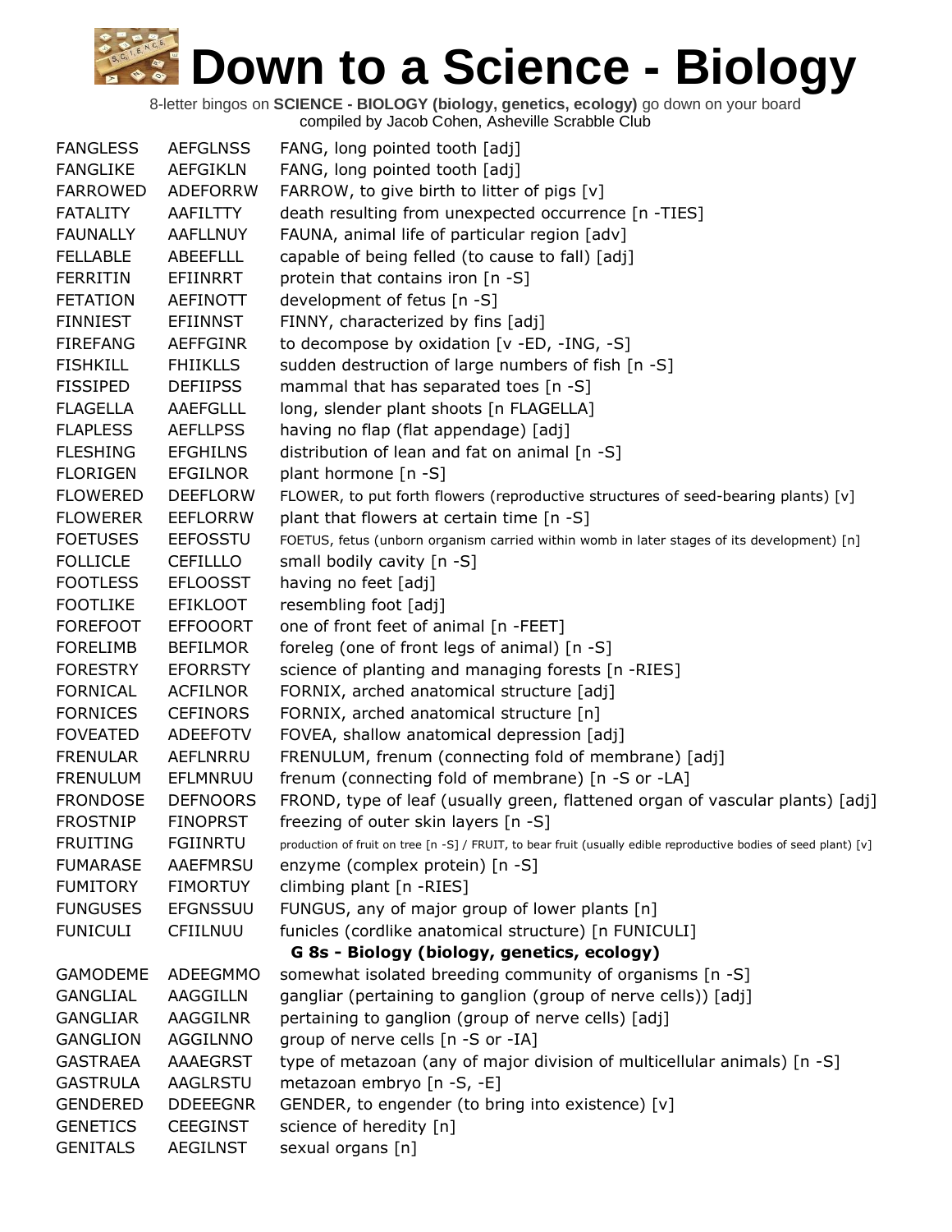# Down to a Science - Biology

8-letter bingos on **SCIENCE - BIOLOGY (biology, genetics, ecology)** go down on your board
compiled by Jacob Cohen, Asheville Scrabble Club

| | | |
|---|---|---|
| FANGLESS | AEFGLNSS | FANG, long pointed tooth [adj] |
| FANGLIKE | AEFGIKLN | FANG, long pointed tooth [adj] |
| FARROWED | ADEFORRW | FARROW, to give birth to litter of pigs [v] |
| FATALITY | AAFILTTY | death resulting from unexpected occurrence [n -TIES] |
| FAUNALLY | AAFLLNUY | FAUNA, animal life of particular region [adv] |
| FELLABLE | ABEEFLLL | capable of being felled (to cause to fall) [adj] |
| FERRITIN | EFIINRRT | protein that contains iron [n -S] |
| FETATION | AEFINOTT | development of fetus [n -S] |
| FINNIEST | EFIINNST | FINNY, characterized by fins [adj] |
| FIREFANG | AEFFGINR | to decompose by oxidation [v -ED, -ING, -S] |
| FISHKILL | FHIIKLLS | sudden destruction of large numbers of fish [n -S] |
| FISSIPED | DEFIIPSS | mammal that has separated toes [n -S] |
| FLAGELLA | AAEFGLLL | long, slender plant shoots [n FLAGELLA] |
| FLAPLESS | AEFLLPSS | having no flap (flat appendage) [adj] |
| FLESHING | EFGHILNS | distribution of lean and fat on animal [n -S] |
| FLORIGEN | EFGILNOR | plant hormone [n -S] |
| FLOWERED | DEEFLORW | FLOWER, to put forth flowers (reproductive structures of seed-bearing plants) [v] |
| FLOWERER | EEFLORRW | plant that flowers at certain time [n -S] |
| FOETUSES | EEFOSSTU | FOETUS, fetus (unborn organism carried within womb in later stages of its development) [n] |
| FOLLICLE | CEFILLLO | small bodily cavity [n -S] |
| FOOTLESS | EFLOOSST | having no feet [adj] |
| FOOTLIKE | EFIKLOOT | resembling foot [adj] |
| FOREFOOT | EFFOOORT | one of front feet of animal [n -FEET] |
| FORELIMB | BEFILMOR | foreleg (one of front legs of animal) [n -S] |
| FORESTRY | EFORRSTY | science of planting and managing forests [n -RIES] |
| FORNICAL | ACFILNOR | FORNIX, arched anatomical structure [adj] |
| FORNICES | CEFINORS | FORNIX, arched anatomical structure [n] |
| FOVEATED | ADEEFOTV | FOVEA, shallow anatomical depression [adj] |
| FRENULAR | AEFLNRRU | FRENULUM, frenum (connecting fold of membrane) [adj] |
| FRENULUM | EFLMNRUU | frenum (connecting fold of membrane) [n -S or -LA] |
| FRONDOSE | DEFNOORS | FROND, type of leaf (usually green, flattened organ of vascular plants) [adj] |
| FROSTNIP | FINOPRST | freezing of outer skin layers [n -S] |
| FRUITING | FGIINRTU | production of fruit on tree [n -S] / FRUIT, to bear fruit (usually edible reproductive bodies of seed plant) [v] |
| FUMARASE | AAEFMRSU | enzyme (complex protein) [n -S] |
| FUMITORY | FIMORTUY | climbing plant [n -RIES] |
| FUNGUSES | EFGNSSUU | FUNGUS, any of major group of lower plants [n] |
| FUNICULI | CFIILNUU | funicles (cordlike anatomical structure) [n FUNICULI] |

## G 8s - Biology (biology, genetics, ecology)

| | | |
|---|---|---|
| GAMODEME | ADEEGMMO | somewhat isolated breeding community of organisms [n -S] |
| GANGLIAL | AAGGILLN | gangliar (pertaining to ganglion (group of nerve cells)) [adj] |
| GANGLIAR | AAGGILNR | pertaining to ganglion (group of nerve cells) [adj] |
| GANGLION | AGGILNNO | group of nerve cells [n -S or -IA] |
| GASTRAEA | AAAEGRST | type of metazoan (any of major division of multicellular animals) [n -S] |
| GASTRULA | AAGLRSTU | metazoan embryo [n -S, -E] |
| GENDERED | DDEEEGNR | GENDER, to engender (to bring into existence) [v] |
| GENETICS | CEEGINST | science of heredity [n] |
| GENITALS | AEGILNST | sexual organs [n] |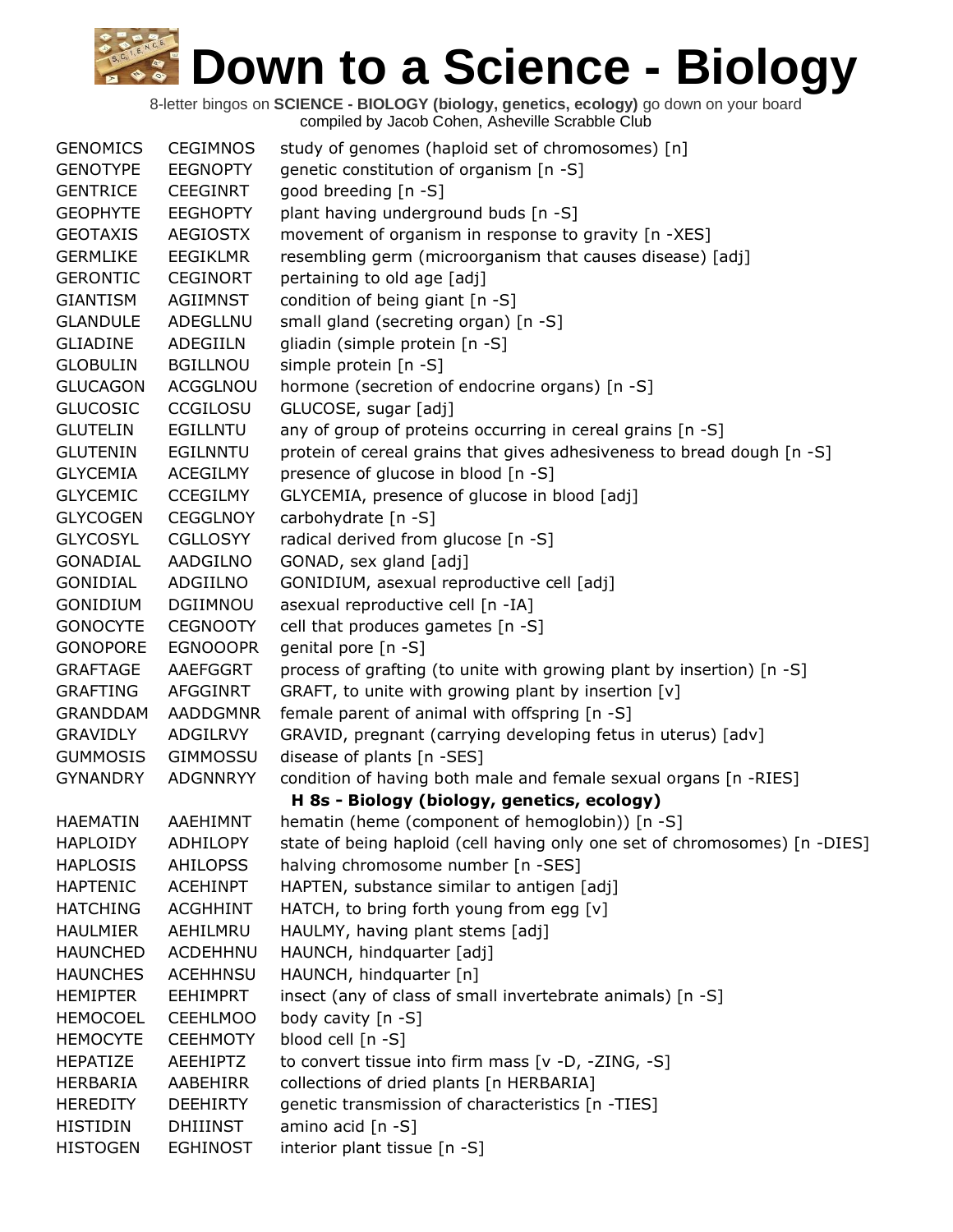# Down to a Science - Biology

8-letter bingos on **SCIENCE - BIOLOGY (biology, genetics, ecology)** go down on your board
compiled by Jacob Cohen, Asheville Scrabble Club

| | | |
|---|---|---|
| GENOMICS | CEGIMNOS | study of genomes (haploid set of chromosomes) [n] |
| GENOTYPE | EEGNOPTY | genetic constitution of organism [n -S] |
| GENTRICE | CEEGINRT | good breeding [n -S] |
| GEOPHYTE | EEGHOPTY | plant having underground buds [n -S] |
| GEOTAXIS | AEGIOSTX | movement of organism in response to gravity [n -XES] |
| GERMLIKE | EEGIKLMR | resembling germ (microorganism that causes disease) [adj] |
| GERONTIC | CEGINORT | pertaining to old age [adj] |
| GIANTISM | AGIIMNST | condition of being giant [n -S] |
| GLANDULE | ADEGLLNU | small gland (secreting organ) [n -S] |
| GLIADINE | ADEGIILN | gliadin (simple protein [n -S] |
| GLOBULIN | BGILLNOU | simple protein [n -S] |
| GLUCAGON | ACGGLNOU | hormone (secretion of endocrine organs) [n -S] |
| GLUCOSIC | CCGILOSU | GLUCOSE, sugar [adj] |
| GLUTELIN | EGILLNTU | any of group of proteins occurring in cereal grains [n -S] |
| GLUTENIN | EGILNNTU | protein of cereal grains that gives adhesiveness to bread dough [n -S] |
| GLYCEMIA | ACEGILMY | presence of glucose in blood [n -S] |
| GLYCEMIC | CCEGILMY | GLYCEMIA, presence of glucose in blood [adj] |
| GLYCOGEN | CEGGLNOY | carbohydrate [n -S] |
| GLYCOSYL | CGLLOSYY | radical derived from glucose [n -S] |
| GONADIAL | AADGILNO | GONAD, sex gland [adj] |
| GONIDIAL | ADGIILNO | GONIDIUM, asexual reproductive cell [adj] |
| GONIDIUM | DGIIMNOU | asexual reproductive cell [n -IA] |
| GONOCYTE | CEGNOOTY | cell that produces gametes [n -S] |
| GONOPORE | EGNOOOPR | genital pore [n -S] |
| GRAFTAGE | AAEFGGRT | process of grafting (to unite with growing plant by insertion) [n -S] |
| GRAFTING | AFGGINRT | GRAFT, to unite with growing plant by insertion [v] |
| GRANDDAM | AADDGMNR | female parent of animal with offspring [n -S] |
| GRAVIDLY | ADGILRVY | GRAVID, pregnant (carrying developing fetus in uterus) [adv] |
| GUMMOSIS | GIMMOSSU | disease of plants [n -SES] |
| GYNANDRY | ADGNNRYY | condition of having both male and female sexual organs [n -RIES] |
| | | **H 8s - Biology (biology, genetics, ecology)** |
| HAEMATIN | AAEHIMNT | hematin (heme (component of hemoglobin)) [n -S] |
| HAPLOIDY | ADHILOPY | state of being haploid (cell having only one set of chromosomes) [n -DIES] |
| HAPLOSIS | AHILOPSS | halving chromosome number [n -SES] |
| HAPTENIC | ACEHINPT | HAPTEN, substance similar to antigen [adj] |
| HATCHING | ACGHHINT | HATCH, to bring forth young from egg [v] |
| HAULMIER | AEHILMRU | HAULMY, having plant stems [adj] |
| HAUNCHED | ACDEHHNU | HAUNCH, hindquarter [adj] |
| HAUNCHES | ACEHHNSU | HAUNCH, hindquarter [n] |
| HEMIPTER | EEHIMPRT | insect (any of class of small invertebrate animals) [n -S] |
| HEMOCOEL | CEEHLMOO | body cavity [n -S] |
| HEMOCYTE | CEEHMOTY | blood cell [n -S] |
| HEPATIZE | AEEHIPTZ | to convert tissue into firm mass [v -D, -ZING, -S] |
| HERBARIA | AABEHIRR | collections of dried plants [n HERBARIA] |
| HEREDITY | DEEHIRTY | genetic transmission of characteristics [n -TIES] |
| HISTIDIN | DHIIINST | amino acid [n -S] |
| HISTOGEN | EGHINOST | interior plant tissue [n -S] |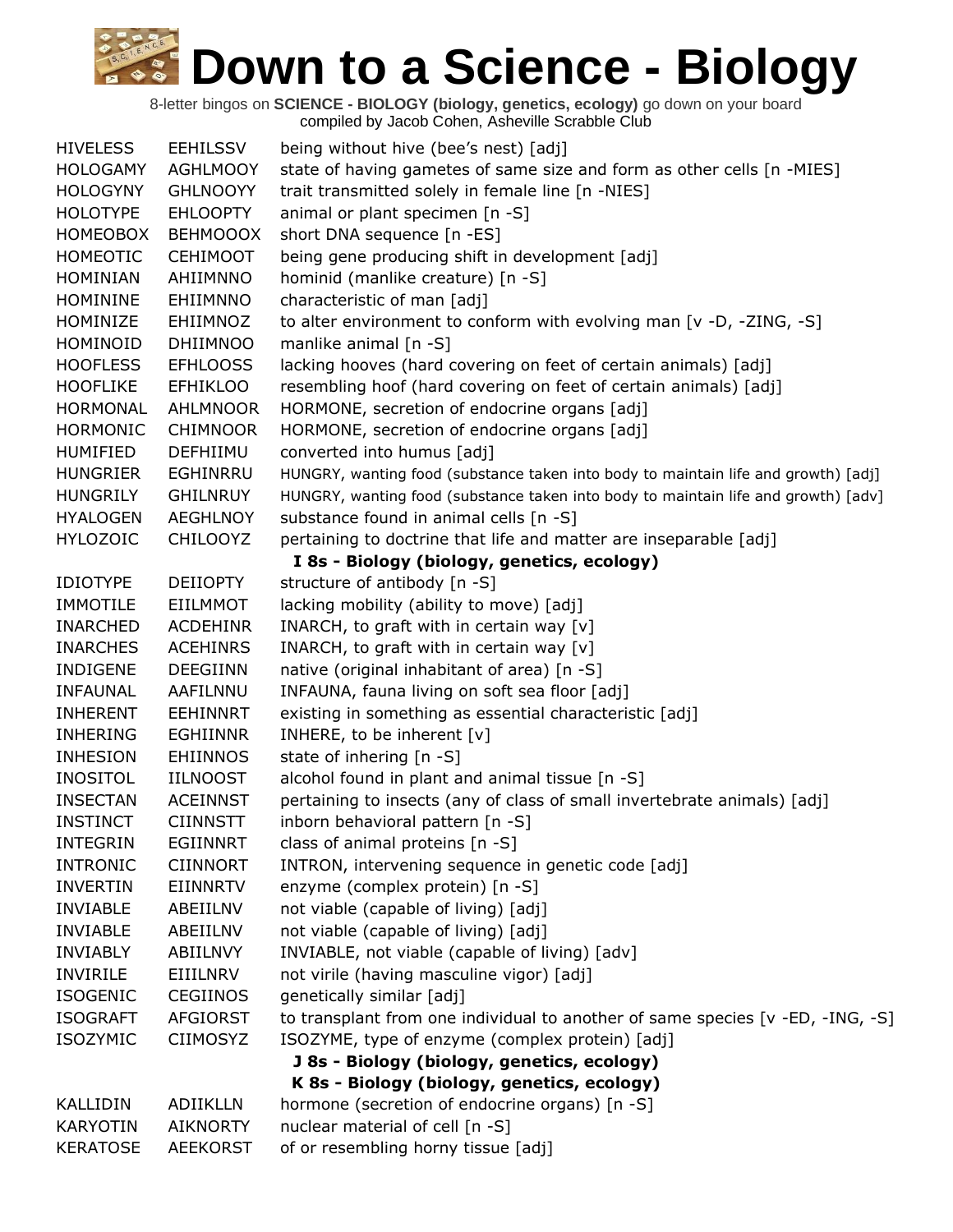# Down to a Science - Biology

8-letter bingos on **SCIENCE - BIOLOGY (biology, genetics, ecology)** go down on your board
compiled by Jacob Cohen, Asheville Scrabble Club

| | | |
|---|---|---|
| HIVELESS | EEHILSSV | being without hive (bee's nest) [adj] |
| HOLOGAMY | AGHLMOOY | state of having gametes of same size and form as other cells [n -MIES] |
| HOLOGYNY | GHLNOOYY | trait transmitted solely in female line [n -NIES] |
| HOLOTYPE | EHLOOPTY | animal or plant specimen [n -S] |
| HOMEOBOX | BEHMOOOX | short DNA sequence [n -ES] |
| HOMEOTIC | CEHIMOOT | being gene producing shift in development [adj] |
| HOMINIAN | AHIIMNNO | hominid (manlike creature) [n -S] |
| HOMININE | EHIIMNNO | characteristic of man [adj] |
| HOMINIZE | EHIIMNOZ | to alter environment to conform with evolving man [v -D, -ZING, -S] |
| HOMINOID | DHIIMNOO | manlike animal [n -S] |
| HOOFLESS | EFHLOOSS | lacking hooves (hard covering on feet of certain animals) [adj] |
| HOOFLIKE | EFHIKLOO | resembling hoof (hard covering on feet of certain animals) [adj] |
| HORMONAL | AHLMNOOR | HORMONE, secretion of endocrine organs [adj] |
| HORMONIC | CHIMNOOR | HORMONE, secretion of endocrine organs [adj] |
| HUMIFIED | DEFHIIMU | converted into humus [adj] |
| HUNGRIER | EGHINRRU | HUNGRY, wanting food (substance taken into body to maintain life and growth) [adj] |
| HUNGRILY | GHILNRUY | HUNGRY, wanting food (substance taken into body to maintain life and growth) [adv] |
| HYALOGEN | AEGHLNOY | substance found in animal cells [n -S] |
| HYLOZOIC | CHILOOYZ | pertaining to doctrine that life and matter are inseparable [adj] |
| | | **I 8s - Biology (biology, genetics, ecology)** |
| IDIOTYPE | DEIIOPTY | structure of antibody [n -S] |
| IMMOTILE | EIILMMOT | lacking mobility (ability to move) [adj] |
| INARCHED | ACDEHINR | INARCH, to graft with in certain way [v] |
| INARCHES | ACEHINRS | INARCH, to graft with in certain way [v] |
| INDIGENE | DEEGIINN | native (original inhabitant of area) [n -S] |
| INFAUNAL | AAFILNNU | INFAUNA, fauna living on soft sea floor [adj] |
| INHERENT | EEHINNRT | existing in something as essential characteristic [adj] |
| INHERING | EGHIINNR | INHERE, to be inherent [v] |
| INHESION | EHIINNOS | state of inhering [n -S] |
| INOSITOL | IILNOOST | alcohol found in plant and animal tissue [n -S] |
| INSECTAN | ACEINNST | pertaining to insects (any of class of small invertebrate animals) [adj] |
| INSTINCT | CIINNSTT | inborn behavioral pattern [n -S] |
| INTEGRIN | EGIINNRT | class of animal proteins [n -S] |
| INTRONIC | CIINNORT | INTRON, intervening sequence in genetic code [adj] |
| INVERTIN | EIINNRTV | enzyme (complex protein) [n -S] |
| INVIABLE | ABEIILNV | not viable (capable of living) [adj] |
| INVIABLE | ABEIILNV | not viable (capable of living) [adj] |
| INVIABLY | ABIILNVY | INVIABLE, not viable (capable of living) [adv] |
| INVIRILE | EIIILNRV | not virile (having masculine vigor) [adj] |
| ISOGENIC | CEGIINOS | genetically similar [adj] |
| ISOGRAFT | AFGIORST | to transplant from one individual to another of same species [v -ED, -ING, -S] |
| ISOZYMIC | CIIMOSYZ | ISOZYME, type of enzyme (complex protein) [adj] |
| | | **J 8s - Biology (biology, genetics, ecology)** |
| | | **K 8s - Biology (biology, genetics, ecology)** |
| KALLIDIN | ADIIKLLN | hormone (secretion of endocrine organs) [n -S] |
| KARYOTIN | AIKNORTY | nuclear material of cell [n -S] |
| KERATOSE | AEEKORST | of or resembling horny tissue [adj] |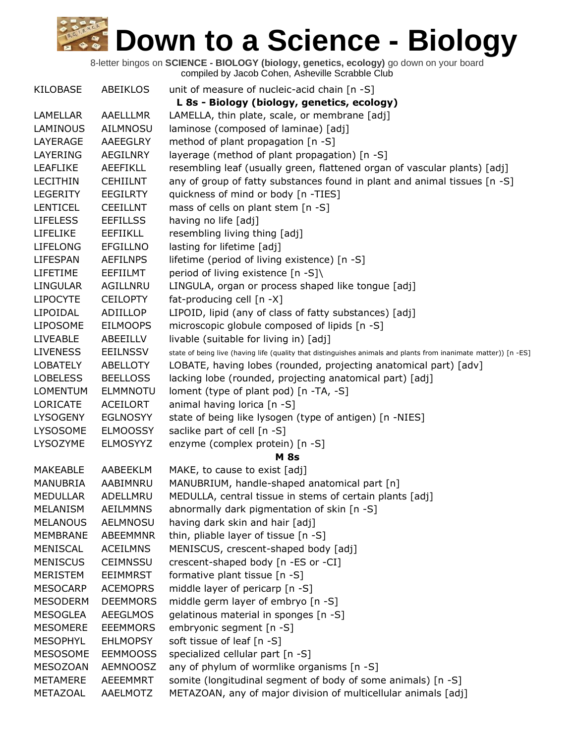# Down to a Science - Biology

8-letter bingos on **SCIENCE - BIOLOGY (biology, genetics, ecology)** go down on your board
compiled by Jacob Cohen, Asheville Scrabble Club

| | | |
|---|---|---|
| KILOBASE | ABEIKLOS | unit of measure of nucleic-acid chain [n -S] |
| | | **L 8s - Biology (biology, genetics, ecology)** |
| LAMELLAR | AAELLLMR | LAMELLA, thin plate, scale, or membrane [adj] |
| LAMINOUS | AILMNOSU | laminose (composed of laminae) [adj] |
| LAYERAGE | AAEEGLRY | method of plant propagation [n -S] |
| LAYERING | AEGILNRY | layerage (method of plant propagation) [n -S] |
| LEAFLIKE | AEEFIKLL | resembling leaf (usually green, flattened organ of vascular plants) [adj] |
| LECITHIN | CEHIILNT | any of group of fatty substances found in plant and animal tissues [n -S] |
| LEGERITY | EEGILRTY | quickness of mind or body [n -TIES] |
| LENTICEL | CEEILLNT | mass of cells on plant stem [n -S] |
| LIFELESS | EEFILLSS | having no life [adj] |
| LIFELIKE | EEFIIKLL | resembling living thing [adj] |
| LIFELONG | EFGILLNO | lasting for lifetime [adj] |
| LIFESPAN | AEFILNPS | lifetime (period of living existence) [n -S] |
| LIFETIME | EEFIILMT | period of living existence [n -S]\ |
| LINGULAR | AGILLNRU | LINGULA, organ or process shaped like tongue [adj] |
| LIPOCYTE | CEILOPTY | fat-producing cell [n -X] |
| LIPOIDAL | ADIILLOP | LIPOID, lipid (any of class of fatty substances) [adj] |
| LIPOSOME | EILMOOPS | microscopic globule composed of lipids [n -S] |
| LIVEABLE | ABEEILLV | livable (suitable for living in) [adj] |
| LIVENESS | EEILNSSV | state of being live (having life (quality that distinguishes animals and plants from inanimate matter)) [n -ES] |
| LOBATELY | ABELLOTY | LOBATE, having lobes (rounded, projecting anatomical part) [adv] |
| LOBELESS | BEELLOSS | lacking lobe (rounded, projecting anatomical part) [adj] |
| LOMENTUM | ELMMNOTU | loment (type of plant pod) [n -TA, -S] |
| LORICATE | ACEILORT | animal having lorica [n -S] |
| LYSOGENY | EGLNOSYY | state of being like lysogen (type of antigen) [n -NIES] |
| LYSOSOME | ELMOOSSY | saclike part of cell [n -S] |
| LYSOZYME | ELMOSYYZ | enzyme (complex protein) [n -S] |
| | | **M 8s** |
| MAKEABLE | AABEEKLM | MAKE, to cause to exist [adj] |
| MANUBRIA | AABIMNRU | MANUBRIUM, handle-shaped anatomical part [n] |
| MEDULLAR | ADELLMRU | MEDULLA, central tissue in stems of certain plants [adj] |
| MELANISM | AEILMMNS | abnormally dark pigmentation of skin [n -S] |
| MELANOUS | AELMNOSU | having dark skin and hair [adj] |
| MEMBRANE | ABEEMMNR | thin, pliable layer of tissue [n -S] |
| MENISCAL | ACEILMNS | MENISCUS, crescent-shaped body [adj] |
| MENISCUS | CEIMNSSU | crescent-shaped body [n -ES or -CI] |
| MERISTEM | EEIMMRST | formative plant tissue [n -S] |
| MESOCARP | ACEMOPRS | middle layer of pericarp [n -S] |
| MESODERM | DEEMMORS | middle germ layer of embryo [n -S] |
| MESOGLEA | AEEGLMOS | gelatinous material in sponges [n -S] |
| MESOMERE | EEEMMORS | embryonic segment [n -S] |
| MESOPHYL | EHLMOPSY | soft tissue of leaf [n -S] |
| MESOSOME | EEMMOOSS | specialized cellular part [n -S] |
| MESOZOAN | AEMNOOSZ | any of phylum of wormlike organisms [n -S] |
| METAMERE | AEEEMMRT | somite (longitudinal segment of body of some animals) [n -S] |
| METAZOAL | AAELMOTZ | METAZOAN, any of major division of multicellular animals [adj] |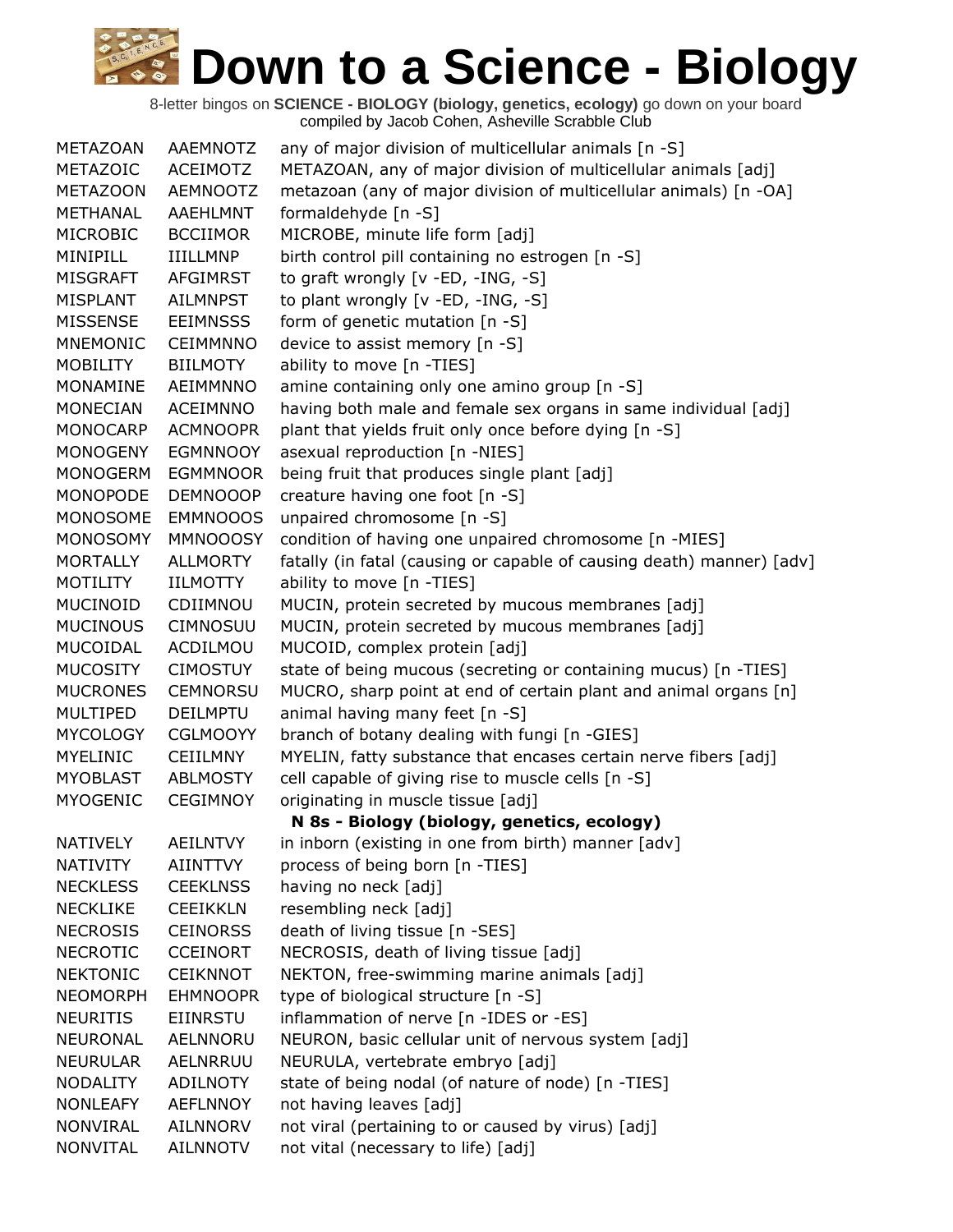# Down to a Science - Biology

8-letter bingos on **SCIENCE - BIOLOGY (biology, genetics, ecology)** go down on your board
compiled by Jacob Cohen, Asheville Scrabble Club

| | | |
|---|---|---|
| METAZOAN | AAEMNOTZ | any of major division of multicellular animals [n -S] |
| METAZOIC | ACEIMOTZ | METAZOAN, any of major division of multicellular animals [adj] |
| METAZOON | AEMNOOTZ | metazoan (any of major division of multicellular animals) [n -OA] |
| METHANAL | AAEHLMNT | formaldehyde [n -S] |
| MICROBIC | BCCIIMOR | MICROBE, minute life form [adj] |
| MINIPILL | IIILLMNP | birth control pill containing no estrogen [n -S] |
| MISGRAFT | AFGIMRST | to graft wrongly [v -ED, -ING, -S] |
| MISPLANT | AILMNPST | to plant wrongly [v -ED, -ING, -S] |
| MISSENSE | EEIMNSSS | form of genetic mutation [n -S] |
| MNEMONIC | CEIMMNNO | device to assist memory [n -S] |
| MOBILITY | BIILMOTY | ability to move [n -TIES] |
| MONAMINE | AEIMMNNO | amine containing only one amino group [n -S] |
| MONECIAN | ACEIMNNO | having both male and female sex organs in same individual [adj] |
| MONOCARP | ACMNOOPR | plant that yields fruit only once before dying [n -S] |
| MONOGENY | EGMNNOOY | asexual reproduction [n -NIES] |
| MONOGERM | EGMMNOOR | being fruit that produces single plant [adj] |
| MONOPODE | DEMNOOOP | creature having one foot [n -S] |
| MONOSOME | EMMNOOOS | unpaired chromosome [n -S] |
| MONOSOMY | MMNOOOSY | condition of having one unpaired chromosome [n -MIES] |
| MORTALLY | ALLMORTY | fatally (in fatal (causing or capable of causing death) manner) [adv] |
| MOTILITY | IILMOTTY | ability to move [n -TIES] |
| MUCINOID | CDIIMNOU | MUCIN, protein secreted by mucous membranes [adj] |
| MUCINOUS | CIMNOSUU | MUCIN, protein secreted by mucous membranes [adj] |
| MUCOIDAL | ACDILMOU | MUCOID, complex protein [adj] |
| MUCOSITY | CIMOSTUY | state of being mucous (secreting or containing mucus) [n -TIES] |
| MUCRONES | CEMNORSU | MUCRO, sharp point at end of certain plant and animal organs [n] |
| MULTIPED | DEILMPTU | animal having many feet [n -S] |
| MYCOLOGY | CGLMOOYY | branch of botany dealing with fungi [n -GIES] |
| MYELINIC | CEIILMNY | MYELIN, fatty substance that encases certain nerve fibers [adj] |
| MYOBLAST | ABLMOSTY | cell capable of giving rise to muscle cells [n -S] |
| MYOGENIC | CEGIMNOY | originating in muscle tissue [adj] |
| | | **N 8s - Biology (biology, genetics, ecology)** |
| NATIVELY | AEILNTVY | in inborn (existing in one from birth) manner [adv] |
| NATIVITY | AIINTTVY | process of being born [n -TIES] |
| NECKLESS | CEEKLNSS | having no neck [adj] |
| NECKLIKE | CEEIKKLN | resembling neck [adj] |
| NECROSIS | CEINORSS | death of living tissue [n -SES] |
| NECROTIC | CCEINORT | NECROSIS, death of living tissue [adj] |
| NEKTONIC | CEIKNNOT | NEKTON, free-swimming marine animals [adj] |
| NEOMORPH | EHMNOOPR | type of biological structure [n -S] |
| NEURITIS | EIINRSTU | inflammation of nerve [n -IDES or -ES] |
| NEURONAL | AELNNORU | NEURON, basic cellular unit of nervous system [adj] |
| NEURULAR | AELNRRUU | NEURULA, vertebrate embryo [adj] |
| NODALITY | ADILNOTY | state of being nodal (of nature of node) [n -TIES] |
| NONLEAFY | AEFLNNOY | not having leaves [adj] |
| NONVIRAL | AILNNORV | not viral (pertaining to or caused by virus) [adj] |
| NONVITAL | AILNNOTV | not vital (necessary to life) [adj] |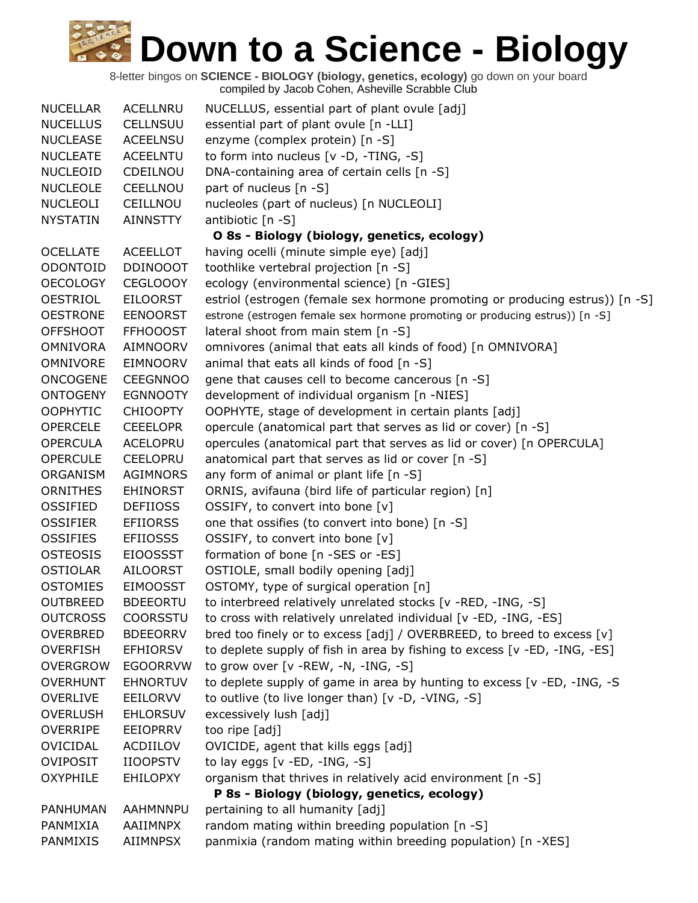# Down to a Science - Biology

8-letter bingos on **SCIENCE - BIOLOGY (biology, genetics, ecology)** go down on your board
compiled by Jacob Cohen, Asheville Scrabble Club

| | | |
|---|---|---|
| NUCELLAR | ACELLNRU | NUCELLUS, essential part of plant ovule [adj] |
| NUCELLUS | CELLNSUU | essential part of plant ovule [n -LLI] |
| NUCLEASE | ACEELNSU | enzyme (complex protein) [n -S] |
| NUCLEATE | ACEELNTU | to form into nucleus [v -D, -TING, -S] |
| NUCLEOID | CDEILNOU | DNA-containing area of certain cells [n -S] |
| NUCLEOLE | CEELLNOU | part of nucleus [n -S] |
| NUCLEOLI | CEILLNOU | nucleoles (part of nucleus) [n NUCLEOLI] |
| NYSTATIN | AINNSTTY | antibiotic [n -S] |

**O 8s - Biology (biology, genetics, ecology)**

| | | |
|---|---|---|
| OCELLATE | ACEELLOT | having ocelli (minute simple eye) [adj] |
| ODONTOID | DDINOOOT | toothlike vertebral projection [n -S] |
| OECOLOGY | CEGLOOOY | ecology (environmental science) [n -GIES] |
| OESTRIOL | EILOORST | estriol (estrogen (female sex hormone promoting or producing estrus)) [n -S] |
| OESTRONE | EENOORST | estrone (estrogen female sex hormone promoting or producing estrus)) [n -S] |
| OFFSHOOT | FFHOOOST | lateral shoot from main stem [n -S] |
| OMNIVORA | AIMNOORV | omnivores (animal that eats all kinds of food) [n OMNIVORA] |
| OMNIVORE | EIMNOORV | animal that eats all kinds of food [n -S] |
| ONCOGENE | CEEGNNOO | gene that causes cell to become cancerous [n -S] |
| ONTOGENY | EGNNOOTY | development of individual organism [n -NIES] |
| OOPHYTIC | CHIOOPTY | OOPHYTE, stage of development in certain plants [adj] |
| OPERCELE | CEEELOPR | opercule (anatomical part that serves as lid or cover) [n -S] |
| OPERCULA | ACELOPRU | opercules (anatomical part that serves as lid or cover) [n OPERCULA] |
| OPERCULE | CEELOPRU | anatomical part that serves as lid or cover [n -S] |
| ORGANISM | AGIMNORS | any form of animal or plant life [n -S] |
| ORNITHES | EHINORST | ORNIS, avifauna (bird life of particular region) [n] |
| OSSIFIED | DEFIIOSS | OSSIFY, to convert into bone [v] |
| OSSIFIER | EFIIORSS | one that ossifies (to convert into bone) [n -S] |
| OSSIFIES | EFIIOSSS | OSSIFY, to convert into bone [v] |
| OSTEOSIS | EIOOSSST | formation of bone [n -SES or -ES] |
| OSTIOLAR | AILOORST | OSTIOLE, small bodily opening [adj] |
| OSTOMIES | EIMOOSST | OSTOMY, type of surgical operation [n] |
| OUTBREED | BDEEORTU | to interbreed relatively unrelated stocks [v -RED, -ING, -S] |
| OUTCROSS | COORSSTU | to cross with relatively unrelated individual [v -ED, -ING, -ES] |
| OVERBRED | BDEEORRV | bred too finely or to excess [adj] / OVERBREED, to breed to excess [v] |
| OVERFISH | EFHIORSV | to deplete supply of fish in area by fishing to excess [v -ED, -ING, -ES] |
| OVERGROW | EGOORRVW | to grow over [v -REW, -N, -ING, -S] |
| OVERHUNT | EHNORTUV | to deplete supply of game in area by hunting to excess [v -ED, -ING, -S |
| OVERLIVE | EEILORVV | to outlive (to live longer than) [v -D, -VING, -S] |
| OVERLUSH | EHLORSUV | excessively lush [adj] |
| OVERRIPE | EEIOPRRV | too ripe [adj] |
| OVICIDAL | ACDIILOV | OVICIDE, agent that kills eggs [adj] |
| OVIPOSIT | IIOOPSTV | to lay eggs [v -ED, -ING, -S] |
| OXYPHILE | EHILOPXY | organism that thrives in relatively acid environment [n -S] |

**P 8s - Biology (biology, genetics, ecology)**

| | | |
|---|---|---|
| PANHUMAN | AAHMNNPU | pertaining to all humanity [adj] |
| PANMIXIA | AAIIMNPX | random mating within breeding population [n -S] |
| PANMIXIS | AIIMNPSX | panmixia (random mating within breeding population) [n -XES] |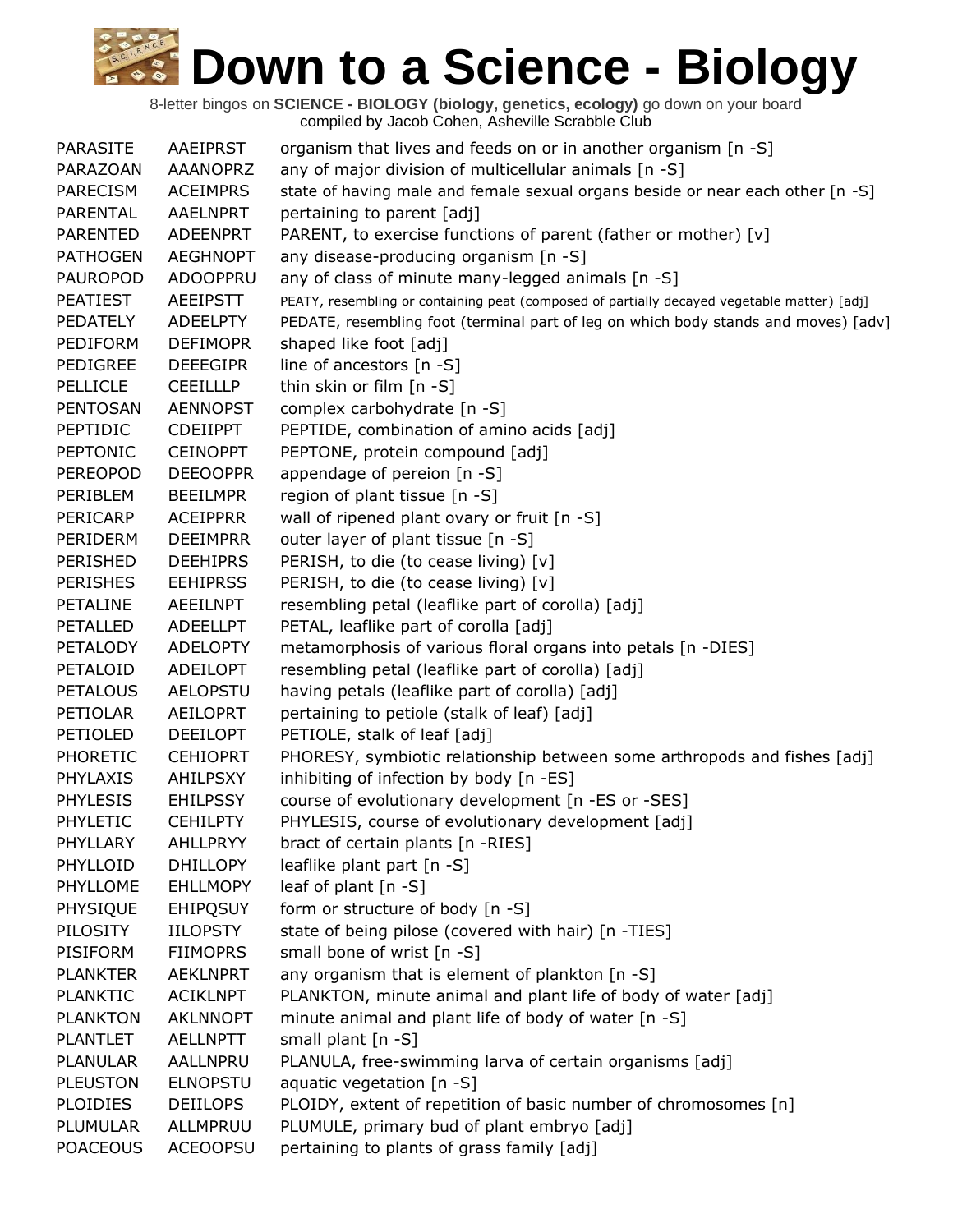# Down to a Science - Biology

8-letter bingos on **SCIENCE - BIOLOGY (biology, genetics, ecology)** go down on your board
compiled by Jacob Cohen, Asheville Scrabble Club

| | | |
|---|---|---|
| PARASITE | AAEIPRST | organism that lives and feeds on or in another organism [n -S] |
| PARAZOAN | AAANOPRZ | any of major division of multicellular animals [n -S] |
| PARECISM | ACEIMPRS | state of having male and female sexual organs beside or near each other [n -S] |
| PARENTAL | AAELNPRT | pertaining to parent [adj] |
| PARENTED | ADEENPRT | PARENT, to exercise functions of parent (father or mother) [v] |
| PATHOGEN | AEGHNOPT | any disease-producing organism [n -S] |
| PAUROPOD | ADOOPPRU | any of class of minute many-legged animals [n -S] |
| PEATIEST | AEEIPSTT | PEATY, resembling or containing peat (composed of partially decayed vegetable matter) [adj] |
| PEDATELY | ADEELPTY | PEDATE, resembling foot (terminal part of leg on which body stands and moves) [adv] |
| PEDIFORM | DEFIMOPR | shaped like foot [adj] |
| PEDIGREE | DEEEGIPR | line of ancestors [n -S] |
| PELLICLE | CEEILLLP | thin skin or film [n -S] |
| PENTOSAN | AENNOPST | complex carbohydrate [n -S] |
| PEPTIDIC | CDEIIPPT | PEPTIDE, combination of amino acids [adj] |
| PEPTONIC | CEINOPPT | PEPTONE, protein compound [adj] |
| PEREOPOD | DEEOOPPR | appendage of pereion [n -S] |
| PERIBLEM | BEEILMPR | region of plant tissue [n -S] |
| PERICARP | ACEIPPRR | wall of ripened plant ovary or fruit [n -S] |
| PERIDERM | DEEIMPRR | outer layer of plant tissue [n -S] |
| PERISHED | DEEHIPRS | PERISH, to die (to cease living) [v] |
| PERISHES | EEHIPRSS | PERISH, to die (to cease living) [v] |
| PETALINE | AEEILNPT | resembling petal (leaflike part of corolla) [adj] |
| PETALLED | ADEELLPT | PETAL, leaflike part of corolla [adj] |
| PETALODY | ADELOPTY | metamorphosis of various floral organs into petals [n -DIES] |
| PETALOID | ADEILOPT | resembling petal (leaflike part of corolla) [adj] |
| PETALOUS | AELOPSTU | having petals (leaflike part of corolla) [adj] |
| PETIOLAR | AEILOPRT | pertaining to petiole (stalk of leaf) [adj] |
| PETIOLED | DEEILOPT | PETIOLE, stalk of leaf [adj] |
| PHORETIC | CEHIOPRT | PHORESY, symbiotic relationship between some arthropods and fishes [adj] |
| PHYLAXIS | AHILPSXY | inhibiting of infection by body [n -ES] |
| PHYLESIS | EHILPSSY | course of evolutionary development [n -ES or -SES] |
| PHYLETIC | CEHILPTY | PHYLESIS, course of evolutionary development [adj] |
| PHYLLARY | AHLLPRYY | bract of certain plants [n -RIES] |
| PHYLLOID | DHILLOPY | leaflike plant part [n -S] |
| PHYLLOME | EHLLMOPY | leaf of plant [n -S] |
| PHYSIQUE | EHIPQSUY | form or structure of body [n -S] |
| PILOSITY | IILOPSTY | state of being pilose (covered with hair) [n -TIES] |
| PISIFORM | FIIMOPRS | small bone of wrist [n -S] |
| PLANKTER | AEKLNPRT | any organism that is element of plankton [n -S] |
| PLANKTIC | ACIKLNPT | PLANKTON, minute animal and plant life of body of water [adj] |
| PLANKTON | AKLNNOPT | minute animal and plant life of body of water [n -S] |
| PLANTLET | AELLNPTT | small plant [n -S] |
| PLANULAR | AALLNPRU | PLANULA, free-swimming larva of certain organisms [adj] |
| PLEUSTON | ELNOPSTU | aquatic vegetation [n -S] |
| PLOIDIES | DEIILOPS | PLOIDY, extent of repetition of basic number of chromosomes [n] |
| PLUMULAR | ALLMPRUU | PLUMULE, primary bud of plant embryo [adj] |
| POACEOUS | ACEOOPSU | pertaining to plants of grass family [adj] |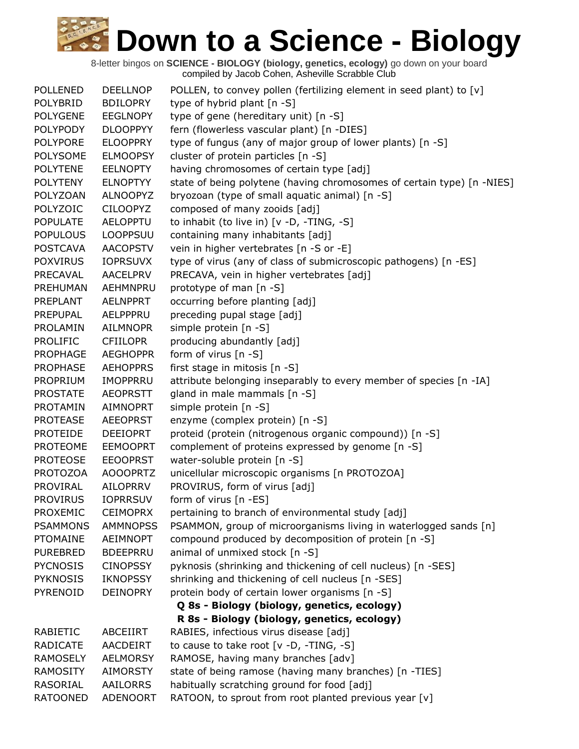# Down to a Science - Biology

8-letter bingos on **SCIENCE - BIOLOGY (biology, genetics, ecology)** go down on your board
compiled by Jacob Cohen, Asheville Scrabble Club

| | | |
|---|---|---|
| POLLENED | DEELLNOP | POLLEN, to convey pollen (fertilizing element in seed plant) to [v] |
| POLYBRID | BDILOPRY | type of hybrid plant [n -S] |
| POLYGENE | EEGLNOPY | type of gene (hereditary unit) [n -S] |
| POLYPODY | DLOOPPYY | fern (flowerless vascular plant) [n -DIES] |
| POLYPORE | ELOOPPRY | type of fungus (any of major group of lower plants) [n -S] |
| POLYSOME | ELMOOPSY | cluster of protein particles [n -S] |
| POLYTENE | EELNOPTY | having chromosomes of certain type [adj] |
| POLYTENY | ELNOPTYY | state of being polytene (having chromosomes of certain type) [n -NIES] |
| POLYZOAN | ALNOOPYZ | bryozoan (type of small aquatic animal) [n -S] |
| POLYZOIC | CILOOPYZ | composed of many zooids [adj] |
| POPULATE | AELOPPTU | to inhabit (to live in) [v -D, -TING, -S] |
| POPULOUS | LOOPPSUU | containing many inhabitants [adj] |
| POSTCAVA | AACOPSTV | vein in higher vertebrates [n -S or -E] |
| POXVIRUS | IOPRSUVX | type of virus (any of class of submicroscopic pathogens) [n -ES] |
| PRECAVAL | AACELPRV | PRECAVA, vein in higher vertebrates [adj] |
| PREHUMAN | AEHMNPRU | prototype of man [n -S] |
| PREPLANT | AELNPPRT | occurring before planting [adj] |
| PREPUPAL | AELPPPRU | preceding pupal stage [adj] |
| PROLAMIN | AILMNOPR | simple protein [n -S] |
| PROLIFIC | CFIILOPR | producing abundantly [adj] |
| PROPHAGE | AEGHOPPR | form of virus [n -S] |
| PROPHASE | AEHOPPRS | first stage in mitosis [n -S] |
| PROPRIUM | IMOPPRRU | attribute belonging inseparably to every member of species [n -IA] |
| PROSTATE | AEOPRSTT | gland in male mammals [n -S] |
| PROTAMIN | AIMNOPRT | simple protein [n -S] |
| PROTEASE | AEEOPRST | enzyme (complex protein) [n -S] |
| PROTEIDE | DEEIOPRT | proteid (protein (nitrogenous organic compound)) [n -S] |
| PROTEOME | EEMOOPRT | complement of proteins expressed by genome [n -S] |
| PROTEOSE | EEOOPRST | water-soluble protein [n -S] |
| PROTOZOA | AOOOPRTZ | unicellular microscopic organisms [n PROTOZOA] |
| PROVIRAL | AILOPRRV | PROVIRUS, form of virus [adj] |
| PROVIRUS | IOPRRSUV | form of virus [n -ES] |
| PROXEMIC | CEIMOPRX | pertaining to branch of environmental study [adj] |
| PSAMMONS | AMMNOPSS | PSAMMON, group of microorganisms living in waterlogged sands [n] |
| PTOMAINE | AEIMNOPT | compound produced by decomposition of protein [n -S] |
| PUREBRED | BDEEPRRU | animal of unmixed stock [n -S] |
| PYCNOSIS | CINOPSSY | pyknosis (shrinking and thickening of cell nucleus) [n -SES] |
| PYKNOSIS | IKNOPSSY | shrinking and thickening of cell nucleus [n -SES] |
| PYRENOID | DEINOPRY | protein body of certain lower organisms [n -S] |

**Q 8s - Biology (biology, genetics, ecology)**

**R 8s - Biology (biology, genetics, ecology)**

| | | |
|---|---|---|
| RABIETIC | ABCEIIRT | RABIES, infectious virus disease [adj] |
| RADICATE | AACDEIRT | to cause to take root [v -D, -TING, -S] |
| RAMOSELY | AELMORSY | RAMOSE, having many branches [adv] |
| RAMOSITY | AIMORSTY | state of being ramose (having many branches) [n -TIES] |
| RASORIAL | AAILORRS | habitually scratching ground for food [adj] |
| RATOONED | ADENOORT | RATOON, to sprout from root planted previous year [v] |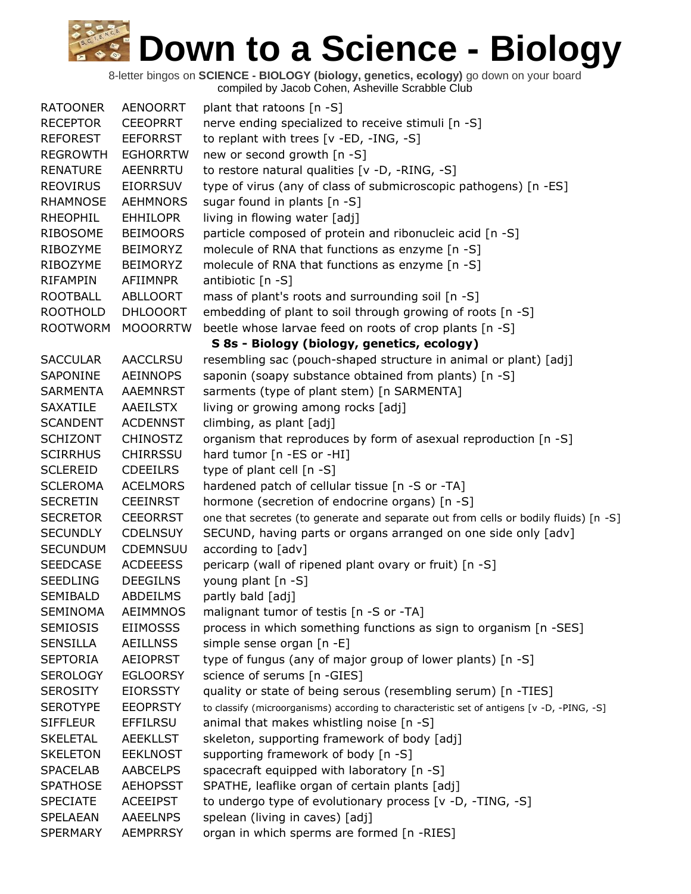# Down to a Science - Biology

8-letter bingos on **SCIENCE - BIOLOGY (biology, genetics, ecology)** go down on your board
compiled by Jacob Cohen, Asheville Scrabble Club

| | | |
|---|---|---|
| RATOONER | AENOORRT | plant that ratoons [n -S] |
| RECEPTOR | CEEOPRRT | nerve ending specialized to receive stimuli [n -S] |
| REFOREST | EEFORRST | to replant with trees [v -ED, -ING, -S] |
| REGROWTH | EGHORRTW | new or second growth [n -S] |
| RENATURE | AEENRRTU | to restore natural qualities [v -D, -RING, -S] |
| REOVIRUS | EIORRSUV | type of virus (any of class of submicroscopic pathogens) [n -ES] |
| RHAMNOSE | AEHMNORS | sugar found in plants [n -S] |
| RHEOPHIL | EHHILOPR | living in flowing water [adj] |
| RIBOSOME | BEIMOORS | particle composed of protein and ribonucleic acid [n -S] |
| RIBOZYME | BEIMORYZ | molecule of RNA that functions as enzyme [n -S] |
| RIBOZYME | BEIMORYZ | molecule of RNA that functions as enzyme [n -S] |
| RIFAMPIN | AFIIMNPR | antibiotic [n -S] |
| ROOTBALL | ABLLOORT | mass of plant's roots and surrounding soil [n -S] |
| ROOTHOLD | DHLOOORT | embedding of plant to soil through growing of roots [n -S] |
| ROOTWORM | MOOORRTW | beetle whose larvae feed on roots of crop plants [n -S] |

**S 8s - Biology (biology, genetics, ecology)**

| | | |
|---|---|---|
| SACCULAR | AACCLRSU | resembling sac (pouch-shaped structure in animal or plant) [adj] |
| SAPONINE | AEINNOPS | saponin (soapy substance obtained from plants) [n -S] |
| SARMENTA | AAEMNRST | sarments (type of plant stem) [n SARMENTA] |
| SAXATILE | AAEILSTX | living or growing among rocks [adj] |
| SCANDENT | ACDENNST | climbing, as plant [adj] |
| SCHIZONT | CHINOSTZ | organism that reproduces by form of asexual reproduction [n -S] |
| SCIRRHUS | CHIRRSSU | hard tumor [n -ES or -HI] |
| SCLEREID | CDEEILRS | type of plant cell [n -S] |
| SCLEROMA | ACELMORS | hardened patch of cellular tissue [n -S or -TA] |
| SECRETIN | CEEINRST | hormone (secretion of endocrine organs) [n -S] |
| SECRETOR | CEEORRST | one that secretes (to generate and separate out from cells or bodily fluids) [n -S] |
| SECUNDLY | CDELNSUY | SECUND, having parts or organs arranged on one side only [adv] |
| SECUNDUM | CDEMNSUU | according to [adv] |
| SEEDCASE | ACDEEESS | pericarp (wall of ripened plant ovary or fruit) [n -S] |
| SEEDLING | DEEGILNS | young plant [n -S] |
| SEMIBALD | ABDEILMS | partly bald [adj] |
| SEMINOMA | AEIMMNOS | malignant tumor of testis [n -S or -TA] |
| SEMIOSIS | EIIMOSSS | process in which something functions as sign to organism [n -SES] |
| SENSILLA | AEILLNSS | simple sense organ [n -E] |
| SEPTORIA | AEIOPRST | type of fungus (any of major group of lower plants) [n -S] |
| SEROLOGY | EGLOORSY | science of serums [n -GIES] |
| SEROSITY | EIORSSTY | quality or state of being serous (resembling serum) [n -TIES] |
| SEROTYPE | EEOPRSTY | to classify (microorganisms) according to characteristic set of antigens [v -D, -PING, -S] |
| SIFFLEUR | EFFILRSU | animal that makes whistling noise [n -S] |
| SKELETAL | AEEKLLST | skeleton, supporting framework of body [adj] |
| SKELETON | EEKLNOST | supporting framework of body [n -S] |
| SPACELAB | AABCELPS | spacecraft equipped with laboratory [n -S] |
| SPATHOSE | AEHOPSST | SPATHE, leaflike organ of certain plants [adj] |
| SPECIATE | ACEEIPST | to undergo type of evolutionary process [v -D, -TING, -S] |
| SPELAEAN | AAEELNPS | spelean (living in caves) [adj] |
| SPERMARY | AEMPRRSY | organ in which sperms are formed [n -RIES] |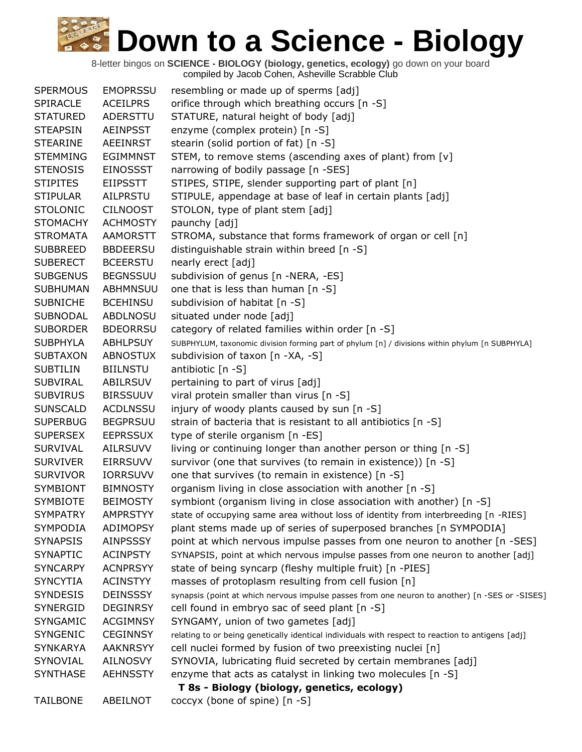# Down to a Science - Biology

8-letter bingos on **SCIENCE - BIOLOGY (biology, genetics, ecology)** go down on your board
compiled by Jacob Cohen, Asheville Scrabble Club

| | | |
|---|---|---|
| SPERMOUS | EMOPRSSU | resembling or made up of sperms [adj] |
| SPIRACLE | ACEILPRS | orifice through which breathing occurs [n -S] |
| STATURED | ADERSTTU | STATURE, natural height of body [adj] |
| STEAPSIN | AEINPSST | enzyme (complex protein) [n -S] |
| STEARINE | AEEINRST | stearin (solid portion of fat) [n -S] |
| STEMMING | EGIMMNST | STEM, to remove stems (ascending axes of plant) from [v] |
| STENOSIS | EINOSSST | narrowing of bodily passage [n -SES] |
| STIPITES | EIIPSSTT | STIPES, STIPE, slender supporting part of plant [n] |
| STIPULAR | AILPRSTU | STIPULE, appendage at base of leaf in certain plants [adj] |
| STOLONIC | CILNOOST | STOLON, type of plant stem [adj] |
| STOMACHY | ACHMOSTY | paunchy [adj] |
| STROMATA | AAMORSTT | STROMA, substance that forms framework of organ or cell [n] |
| SUBBREED | BBDEERSU | distinguishable strain within breed [n -S] |
| SUBERECT | BCEERSTU | nearly erect [adj] |
| SUBGENUS | BEGNSSUU | subdivision of genus [n -NERA, -ES] |
| SUBHUMAN | ABHMNSUU | one that is less than human [n -S] |
| SUBNICHE | BCEHINSU | subdivision of habitat [n -S] |
| SUBNODAL | ABDLNOSU | situated under node [adj] |
| SUBORDER | BDEORRSU | category of related families within order [n -S] |
| SUBPHYLA | ABHLPSUY | SUBPHYLUM, taxonomic division forming part of phylum [n] / divisions within phylum [n SUBPHYLA] |
| SUBTAXON | ABNOSTUX | subdivision of taxon [n -XA, -S] |
| SUBTILIN | BIILNSTU | antibiotic [n -S] |
| SUBVIRAL | ABILRSUV | pertaining to part of virus [adj] |
| SUBVIRUS | BIRSSUUV | viral protein smaller than virus [n -S] |
| SUNSCALD | ACDLNSSU | injury of woody plants caused by sun [n -S] |
| SUPERBUG | BEGPRSUU | strain of bacteria that is resistant to all antibiotics [n -S] |
| SUPERSEX | EEPRSSUX | type of sterile organism [n -ES] |
| SURVIVAL | AILRSUVV | living or continuing longer than another person or thing [n -S] |
| SURVIVER | EIRRSUVV | survivor (one that survives (to remain in existence)) [n -S] |
| SURVIVOR | IORRSUVV | one that survives (to remain in existence) [n -S] |
| SYMBIONT | BIMNOSTY | organism living in close association with another [n -S] |
| SYMBIOTE | BEIMOSTY | symbiont (organism living in close association with another) [n -S] |
| SYMPATRY | AMPRSTYY | state of occupying same area without loss of identity from interbreeding [n -RIES] |
| SYMPODIA | ADIMOPSY | plant stems made up of series of superposed branches [n SYMPODIA] |
| SYNAPSIS | AINPSSSY | point at which nervous impulse passes from one neuron to another [n -SES] |
| SYNAPTIC | ACINPSTY | SYNAPSIS, point at which nervous impulse passes from one neuron to another [adj] |
| SYNCARPY | ACNPRSYY | state of being syncarp (fleshy multiple fruit) [n -PIES] |
| SYNCYTIA | ACINSTYY | masses of protoplasm resulting from cell fusion [n] |
| SYNDESIS | DEINSSSY | synapsis (point at which nervous impulse passes from one neuron to another) [n -SES or -SISES] |
| SYNERGID | DEGINRSY | cell found in embryo sac of seed plant [n -S] |
| SYNGAMIC | ACGIMNSY | SYNGAMY, union of two gametes [adj] |
| SYNGENIC | CEGINNSY | relating to or being genetically identical individuals with respect to reaction to antigens [adj] |
| SYNKARYA | AAKNRSYY | cell nuclei formed by fusion of two preexisting nuclei [n] |
| SYNOVIAL | AILNOSVY | SYNOVIA, lubricating fluid secreted by certain membranes [adj] |
| SYNTHASE | AEHNSSTY | enzyme that acts as catalyst in linking two molecules [n -S] |
| | | **T 8s - Biology (biology, genetics, ecology)** |
| TAILBONE | ABEILNOT | coccyx (bone of spine) [n -S] |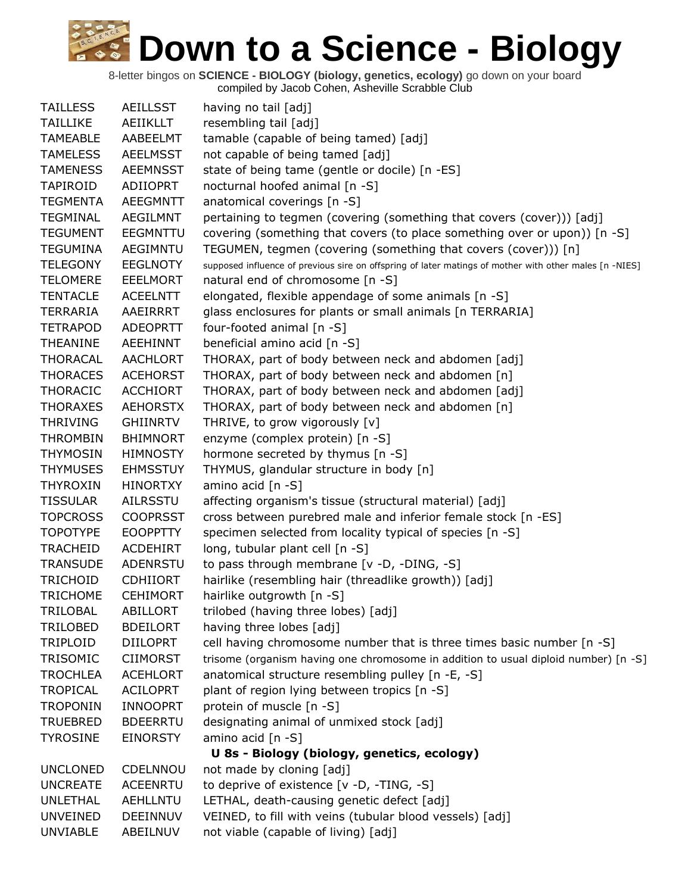# Down to a Science - Biology

8-letter bingos on **SCIENCE - BIOLOGY (biology, genetics, ecology)** go down on your board
compiled by Jacob Cohen, Asheville Scrabble Club

| | | |
|---|---|---|
| TAILLESS | AEILLSST | having no tail [adj] |
| TAILLIKE | AEIIKLLT | resembling tail [adj] |
| TAMEABLE | AABEELMT | tamable (capable of being tamed) [adj] |
| TAMELESS | AEELMSST | not capable of being tamed [adj] |
| TAMENESS | AEEMNSST | state of being tame (gentle or docile) [n -ES] |
| TAPIROID | ADIIOPRT | nocturnal hoofed animal [n -S] |
| TEGMENTA | AEEGMNTT | anatomical coverings [n -S] |
| TEGMINAL | AEGILMNT | pertaining to tegmen (covering (something that covers (cover))) [adj] |
| TEGUMENT | EEGMNTTU | covering (something that covers (to place something over or upon)) [n -S] |
| TEGUMINA | AEGIMNTU | TEGUMEN, tegmen (covering (something that covers (cover))) [n] |
| TELEGONY | EEGLNOTY | supposed influence of previous sire on offspring of later matings of mother with other males [n -NIES] |
| TELOMERE | EEELMORT | natural end of chromosome [n -S] |
| TENTACLE | ACEELNTT | elongated, flexible appendage of some animals [n -S] |
| TERRARIA | AAEIRRRT | glass enclosures for plants or small animals [n TERRARIA] |
| TETRAPOD | ADEOPRTT | four-footed animal [n -S] |
| THEANINE | AEEHINNT | beneficial amino acid [n -S] |
| THORACAL | AACHLORT | THORAX, part of body between neck and abdomen [adj] |
| THORACES | ACEHORST | THORAX, part of body between neck and abdomen [n] |
| THORACIC | ACCHIORT | THORAX, part of body between neck and abdomen [adj] |
| THORAXES | AEHORSTX | THORAX, part of body between neck and abdomen [n] |
| THRIVING | GHIINRTV | THRIVE, to grow vigorously [v] |
| THROMBIN | BHIMNORT | enzyme (complex protein) [n -S] |
| THYMOSIN | HIMNOSTY | hormone secreted by thymus [n -S] |
| THYMUSES | EHMSSTUY | THYMUS, glandular structure in body [n] |
| THYROXIN | HINORTXY | amino acid [n -S] |
| TISSULAR | AILRSSTU | affecting organism's tissue (structural material) [adj] |
| TOPCROSS | COOPRSST | cross between purebred male and inferior female stock [n -ES] |
| TOPOTYPE | EOOPPTTY | specimen selected from locality typical of species [n -S] |
| TRACHEID | ACDEHIRT | long, tubular plant cell [n -S] |
| TRANSUDE | ADENRSTU | to pass through membrane [v -D, -DING, -S] |
| TRICHOID | CDHIIORT | hairlike (resembling hair (threadlike growth)) [adj] |
| TRICHOME | CEHIMORT | hairlike outgrowth [n -S] |
| TRILOBAL | ABILLORT | trilobed (having three lobes) [adj] |
| TRILOBED | BDEILORT | having three lobes [adj] |
| TRIPLOID | DIILOPRT | cell having chromosome number that is three times basic number [n -S] |
| TRISOMIC | CIIMORST | trisome (organism having one chromosome in addition to usual diploid number) [n -S] |
| TROCHLEA | ACEHLORT | anatomical structure resembling pulley [n -E, -S] |
| TROPICAL | ACILOPRT | plant of region lying between tropics [n -S] |
| TROPONIN | INNOOPRT | protein of muscle [n -S] |
| TRUEBRED | BDEERRTU | designating animal of unmixed stock [adj] |
| TYROSINE | EINORSTY | amino acid [n -S] |

### U 8s - Biology (biology, genetics, ecology)

| | | |
|---|---|---|
| UNCLONED | CDELNNOU | not made by cloning [adj] |
| UNCREATE | ACEENRTU | to deprive of existence [v -D, -TING, -S] |
| UNLETHAL | AEHLLNTU | LETHAL, death-causing genetic defect [adj] |
| UNVEINED | DEEINNUV | VEINED, to fill with veins (tubular blood vessels) [adj] |
| UNVIABLE | ABEILNUV | not viable (capable of living) [adj] |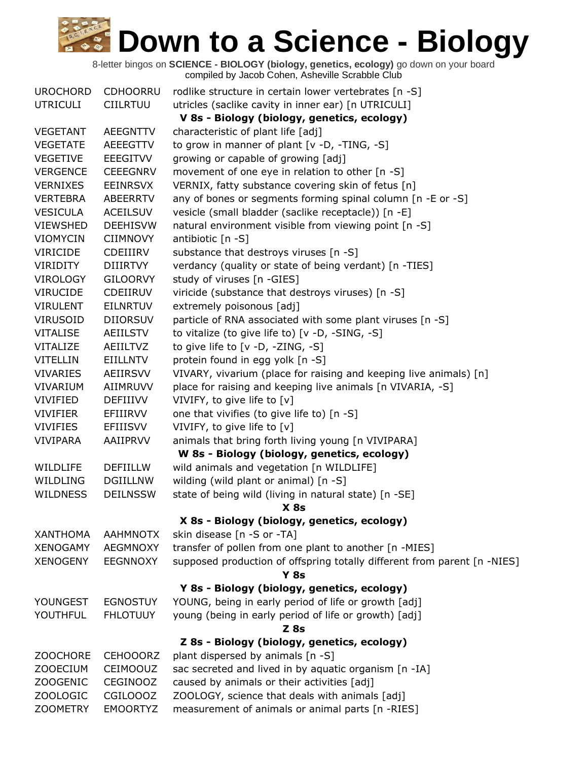# Down to a Science - Biology

8-letter bingos on **SCIENCE - BIOLOGY (biology, genetics, ecology)** go down on your board
compiled by Jacob Cohen, Asheville Scrabble Club

| | | |
|---|---|---|
| UROCHORD | CDHOORRU | rodlike structure in certain lower vertebrates [n -S] |
| UTRICULI | CIILRTUU | utricles (saclike cavity in inner ear) [n UTRICULI] |

### V 8s - Biology (biology, genetics, ecology)

| | | |
|---|---|---|
| VEGETANT | AEEGNTTV | characteristic of plant life [adj] |
| VEGETATE | AEEEGTTV | to grow in manner of plant [v -D, -TING, -S] |
| VEGETIVE | EEEGITVV | growing or capable of growing [adj] |
| VERGENCE | CEEEGNRV | movement of one eye in relation to other [n -S] |
| VERNIXES | EEINRSVX | VERNIX, fatty substance covering skin of fetus [n] |
| VERTEBRA | ABEERRTV | any of bones or segments forming spinal column [n -E or -S] |
| VESICULA | ACEILSUV | vesicle (small bladder (saclike receptacle)) [n -E] |
| VIEWSHED | DEEHISVW | natural environment visible from viewing point [n -S] |
| VIOMYCIN | CIIMNOVY | antibiotic [n -S] |
| VIRICIDE | CDEIIIRV | substance that destroys viruses [n -S] |
| VIRIDITY | DIIIRTVY | verdancy (quality or state of being verdant) [n -TIES] |
| VIROLOGY | GILOORVY | study of viruses [n -GIES] |
| VIRUCIDE | CDEIIRUV | viricide (substance that destroys viruses) [n -S] |
| VIRULENT | EILNRTUV | extremely poisonous [adj] |
| VIRUSOID | DIIORSUV | particle of RNA associated with some plant viruses [n -S] |
| VITALISE | AEIILSTV | to vitalize (to give life to) [v -D, -SING, -S] |
| VITALIZE | AEIILTVZ | to give life to [v -D, -ZING, -S] |
| VITELLIN | EIILLNTV | protein found in egg yolk [n -S] |
| VIVARIES | AEIIRSVV | VIVARY, vivarium (place for raising and keeping live animals) [n] |
| VIVARIUM | AIIMRUVV | place for raising and keeping live animals [n VIVARIA, -S] |
| VIVIFIED | DEFIIIVV | VIVIFY, to give life to [v] |
| VIVIFIER | EFIIIRVV | one that vivifies (to give life to) [n -S] |
| VIVIFIES | EFIIISVV | VIVIFY, to give life to [v] |
| VIVIPARA | AAIIPRVV | animals that bring forth living young [n VIVIPARA] |

### W 8s - Biology (biology, genetics, ecology)

| | | |
|---|---|---|
| WILDLIFE | DEFIILLW | wild animals and vegetation [n WILDLIFE] |
| WILDLING | DGIILLNW | wilding (wild plant or animal) [n -S] |
| WILDNESS | DEILNSSW | state of being wild (living in natural state) [n -SE] |

### X 8s

### X 8s - Biology (biology, genetics, ecology)

| | | |
|---|---|---|
| XANTHOMA | AAHMNOTX | skin disease [n -S or -TA] |
| XENOGAMY | AEGMNOXY | transfer of pollen from one plant to another [n -MIES] |
| XENOGENY | EEGNNOXY | supposed production of offspring totally different from parent [n -NIES] |

### Y 8s

### Y 8s - Biology (biology, genetics, ecology)

| | | |
|---|---|---|
| YOUNGEST | EGNOSTUY | YOUNG, being in early period of life or growth [adj] |
| YOUTHFUL | FHLOTUUY | young (being in early period of life or growth) [adj] |

### Z 8s

### Z 8s - Biology (biology, genetics, ecology)

| | | |
|---|---|---|
| ZOOCHORE | CEHOOORZ | plant dispersed by animals [n -S] |
| ZOOECIUM | CEIMOOUZ | sac secreted and lived in by aquatic organism [n -IA] |
| ZOOGENIC | CEGINOOZ | caused by animals or their activities [adj] |
| ZOOLOGIC | CGILOOOZ | ZOOLOGY, science that deals with animals [adj] |
| ZOOMETRY | EMOORTYZ | measurement of animals or animal parts [n -RIES] |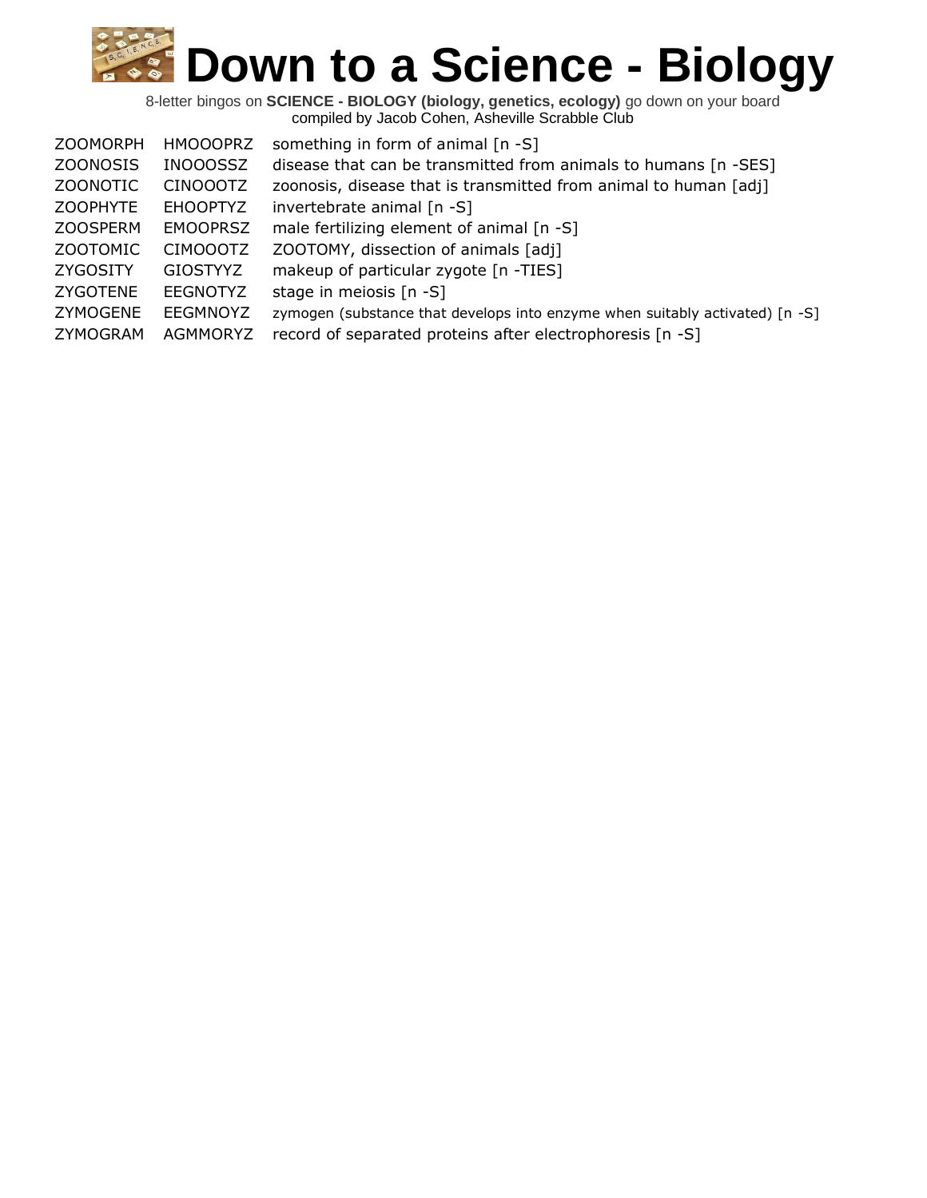# Down to a Science - Biology

8-letter bingos on **SCIENCE - BIOLOGY (biology, genetics, ecology)** go down on your board
compiled by Jacob Cohen, Asheville Scrabble Club

| | | |
|---|---|---|
| ZOOMORPH | HMOOOPRZ | something in form of animal [n -S] |
| ZOONOSIS | INOOOSSZ | disease that can be transmitted from animals to humans [n -SES] |
| ZOONOTIC | CINOOOTZ | zoonosis, disease that is transmitted from animal to human [adj] |
| ZOOPHYTE | EHOOPTYZ | invertebrate animal [n -S] |
| ZOOSPERM | EMOOPRSZ | male fertilizing element of animal [n -S] |
| ZOOTOMIC | CIMOOOTZ | ZOOTOMY, dissection of animals [adj] |
| ZYGOSITY | GIOSTYYZ | makeup of particular zygote [n -TIES] |
| ZYGOTENE | EEGNOTYZ | stage in meiosis [n -S] |
| ZYMOGENE | EEGMNOYZ | zymogen (substance that develops into enzyme when suitably activated) [n -S] |
| ZYMOGRAM | AGMMORYZ | record of separated proteins after electrophoresis [n -S] |